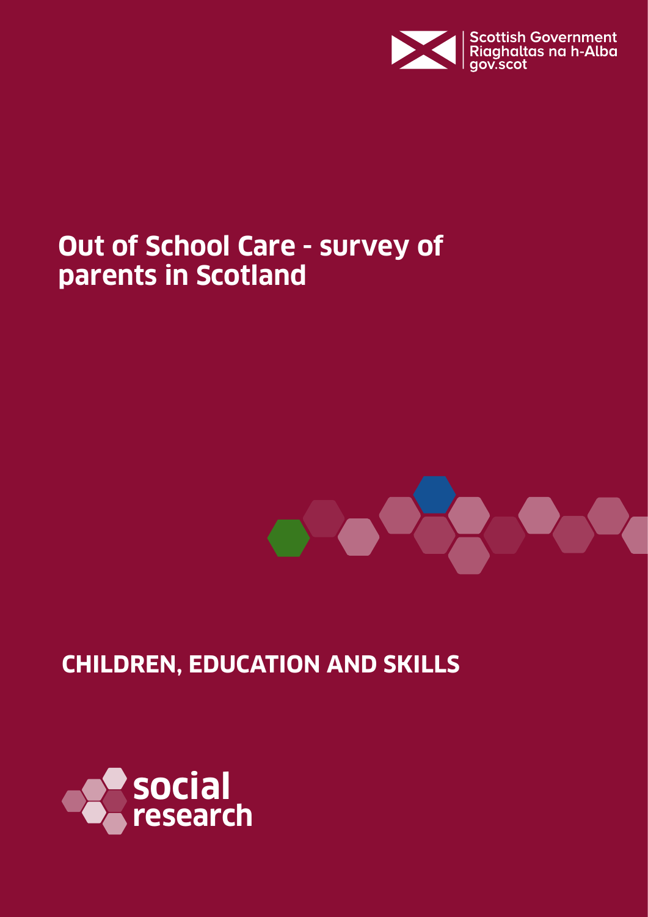Scottish Government
Riaghaltas na h-Alba
gov.scot

# Out of School Care - survey of parents in Scotland

## CHILDREN, EDUCATION AND SKILLS

social research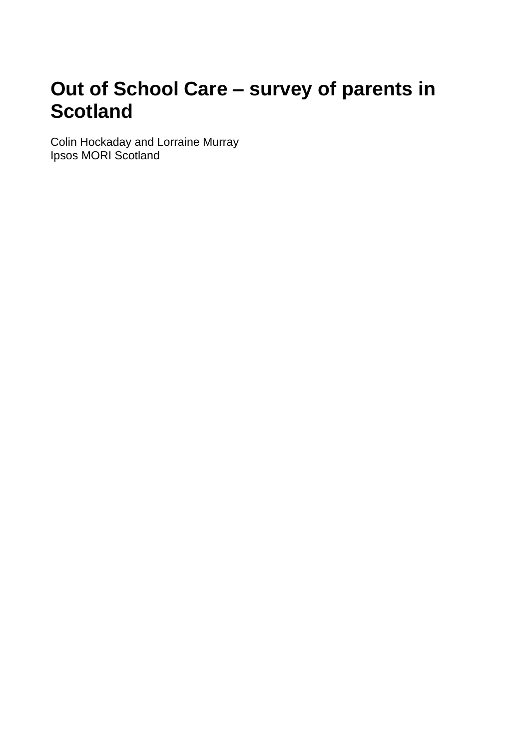# Out of School Care – survey of parents in Scotland

Colin Hockaday and Lorraine Murray
Ipsos MORI Scotland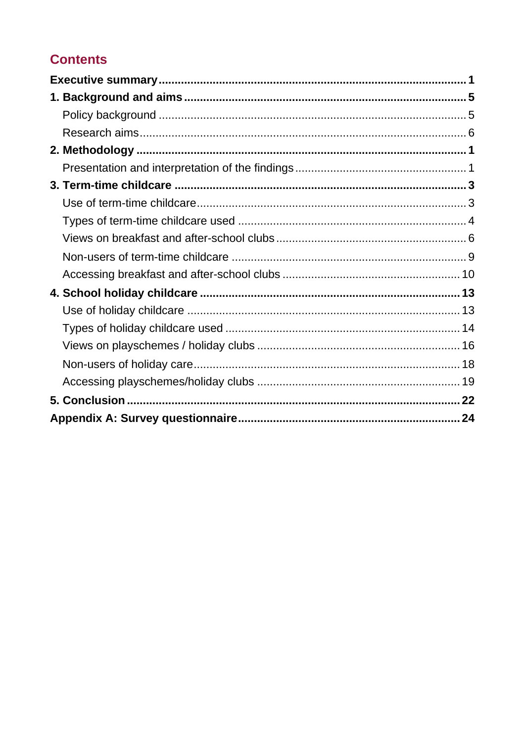# Contents

**Executive summary** .......... **1**

**1. Background and aims** .......... **5**

- Policy background .......... 5
- Research aims .......... 6

**2. Methodology** .......... **1**

- Presentation and interpretation of the findings .......... 1

**3. Term-time childcare** .......... **3**

- Use of term-time childcare .......... 3
- Types of term-time childcare used .......... 4
- Views on breakfast and after-school clubs .......... 6
- Non-users of term-time childcare .......... 9
- Accessing breakfast and after-school clubs .......... 10

**4. School holiday childcare** .......... **13**

- Use of holiday childcare .......... 13
- Types of holiday childcare used .......... 14
- Views on playschemes / holiday clubs .......... 16
- Non-users of holiday care .......... 18
- Accessing playschemes/holiday clubs .......... 19

**5. Conclusion** .......... **22**

**Appendix A: Survey questionnaire** .......... **24**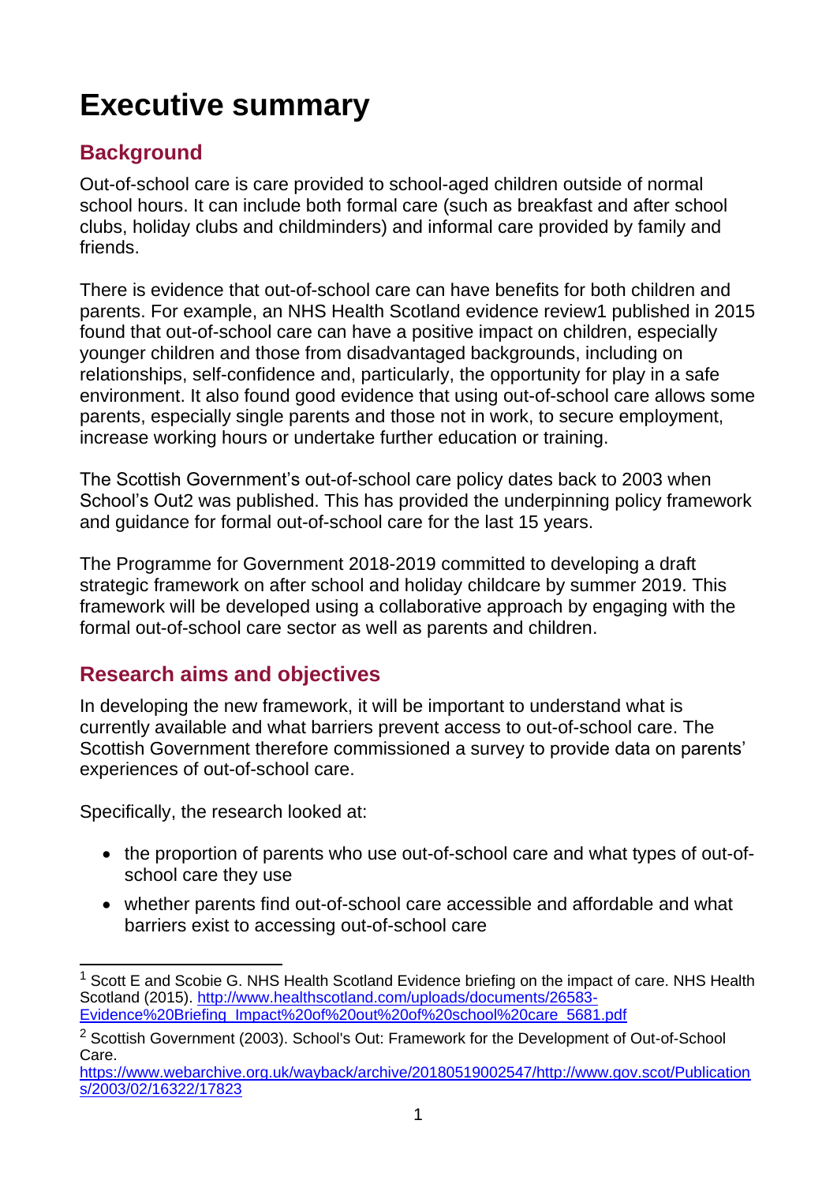# Executive summary

## Background

Out-of-school care is care provided to school-aged children outside of normal school hours. It can include both formal care (such as breakfast and after school clubs, holiday clubs and childminders) and informal care provided by family and friends.

There is evidence that out-of-school care can have benefits for both children and parents. For example, an NHS Health Scotland evidence review[1] published in 2015 found that out-of-school care can have a positive impact on children, especially younger children and those from disadvantaged backgrounds, including on relationships, self-confidence and, particularly, the opportunity for play in a safe environment. It also found good evidence that using out-of-school care allows some parents, especially single parents and those not in work, to secure employment, increase working hours or undertake further education or training.

The Scottish Government's out-of-school care policy dates back to 2003 when School's Out[2] was published. This has provided the underpinning policy framework and guidance for formal out-of-school care for the last 15 years.

The Programme for Government 2018-2019 committed to developing a draft strategic framework on after school and holiday childcare by summer 2019. This framework will be developed using a collaborative approach by engaging with the formal out-of-school care sector as well as parents and children.

## Research aims and objectives

In developing the new framework, it will be important to understand what is currently available and what barriers prevent access to out-of-school care. The Scottish Government therefore commissioned a survey to provide data on parents' experiences of out-of-school care.

Specifically, the research looked at:

- the proportion of parents who use out-of-school care and what types of out-of-school care they use
- whether parents find out-of-school care accessible and affordable and what barriers exist to accessing out-of-school care

---

[1] Scott E and Scobie G. NHS Health Scotland Evidence briefing on the impact of care. NHS Health Scotland (2015). http://www.healthscotland.com/uploads/documents/26583-Evidence%20Briefing_Impact%20of%20out%20of%20school%20care_5681.pdf

[2] Scottish Government (2003). School's Out: Framework for the Development of Out-of-School Care. https://www.webarchive.org.uk/wayback/archive/20180519002547/http://www.gov.scot/Publications/2003/02/16322/17823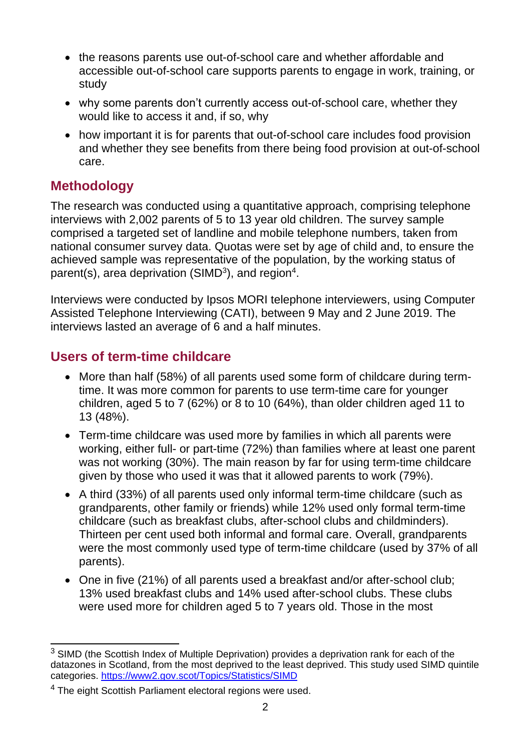- the reasons parents use out-of-school care and whether affordable and accessible out-of-school care supports parents to engage in work, training, or study
- why some parents don't currently access out-of-school care, whether they would like to access it and, if so, why
- how important it is for parents that out-of-school care includes food provision and whether they see benefits from there being food provision at out-of-school care.

## Methodology

The research was conducted using a quantitative approach, comprising telephone interviews with 2,002 parents of 5 to 13 year old children. The survey sample comprised a targeted set of landline and mobile telephone numbers, taken from national consumer survey data. Quotas were set by age of child and, to ensure the achieved sample was representative of the population, by the working status of parent(s), area deprivation (SIMD[3]), and region[4].

Interviews were conducted by Ipsos MORI telephone interviewers, using Computer Assisted Telephone Interviewing (CATI), between 9 May and 2 June 2019. The interviews lasted an average of 6 and a half minutes.

## Users of term-time childcare

- More than half (58%) of all parents used some form of childcare during term-time. It was more common for parents to use term-time care for younger children, aged 5 to 7 (62%) or 8 to 10 (64%), than older children aged 11 to 13 (48%).
- Term-time childcare was used more by families in which all parents were working, either full- or part-time (72%) than families where at least one parent was not working (30%). The main reason by far for using term-time childcare given by those who used it was that it allowed parents to work (79%).
- A third (33%) of all parents used only informal term-time childcare (such as grandparents, other family or friends) while 12% used only formal term-time childcare (such as breakfast clubs, after-school clubs and childminders). Thirteen per cent used both informal and formal care. Overall, grandparents were the most commonly used type of term-time childcare (used by 37% of all parents).
- One in five (21%) of all parents used a breakfast and/or after-school club; 13% used breakfast clubs and 14% used after-school clubs. These clubs were used more for children aged 5 to 7 years old. Those in the most

---

[3] SIMD (the Scottish Index of Multiple Deprivation) provides a deprivation rank for each of the datazones in Scotland, from the most deprived to the least deprived. This study used SIMD quintile categories. https://www2.gov.scot/Topics/Statistics/SIMD

[4] The eight Scottish Parliament electoral regions were used.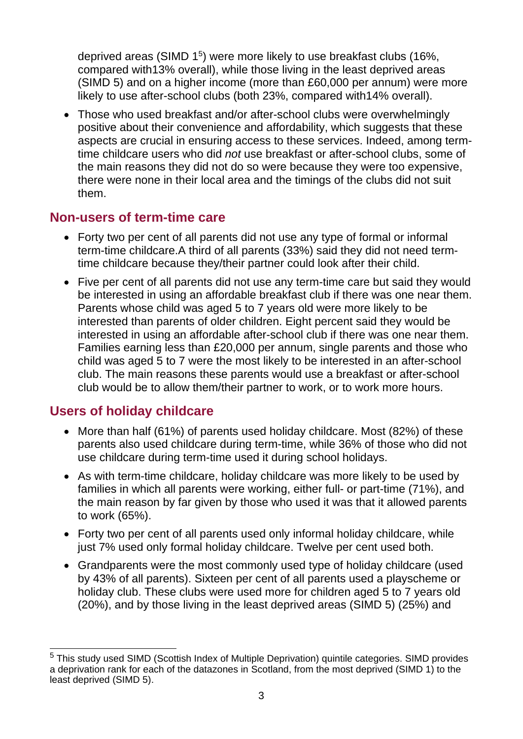deprived areas (SIMD 1[5]) were more likely to use breakfast clubs (16%, compared with13% overall), while those living in the least deprived areas (SIMD 5) and on a higher income (more than £60,000 per annum) were more likely to use after-school clubs (both 23%, compared with14% overall).

- Those who used breakfast and/or after-school clubs were overwhelmingly positive about their convenience and affordability, which suggests that these aspects are crucial in ensuring access to these services. Indeed, among term-time childcare users who did *not* use breakfast or after-school clubs, some of the main reasons they did not do so were because they were too expensive, there were none in their local area and the timings of the clubs did not suit them.

## Non-users of term-time care

- Forty two per cent of all parents did not use any type of formal or informal term-time childcare.A third of all parents (33%) said they did not need term-time childcare because they/their partner could look after their child.
- Five per cent of all parents did not use any term-time care but said they would be interested in using an affordable breakfast club if there was one near them. Parents whose child was aged 5 to 7 years old were more likely to be interested than parents of older children. Eight percent said they would be interested in using an affordable after-school club if there was one near them. Families earning less than £20,000 per annum, single parents and those who child was aged 5 to 7 were the most likely to be interested in an after-school club. The main reasons these parents would use a breakfast or after-school club would be to allow them/their partner to work, or to work more hours.

## Users of holiday childcare

- More than half (61%) of parents used holiday childcare. Most (82%) of these parents also used childcare during term-time, while 36% of those who did not use childcare during term-time used it during school holidays.
- As with term-time childcare, holiday childcare was more likely to be used by families in which all parents were working, either full- or part-time (71%), and the main reason by far given by those who used it was that it allowed parents to work (65%).
- Forty two per cent of all parents used only informal holiday childcare, while just 7% used only formal holiday childcare. Twelve per cent used both.
- Grandparents were the most commonly used type of holiday childcare (used by 43% of all parents). Sixteen per cent of all parents used a playscheme or holiday club. These clubs were used more for children aged 5 to 7 years old (20%), and by those living in the least deprived areas (SIMD 5) (25%) and

[5] This study used SIMD (Scottish Index of Multiple Deprivation) quintile categories. SIMD provides a deprivation rank for each of the datazones in Scotland, from the most deprived (SIMD 1) to the least deprived (SIMD 5).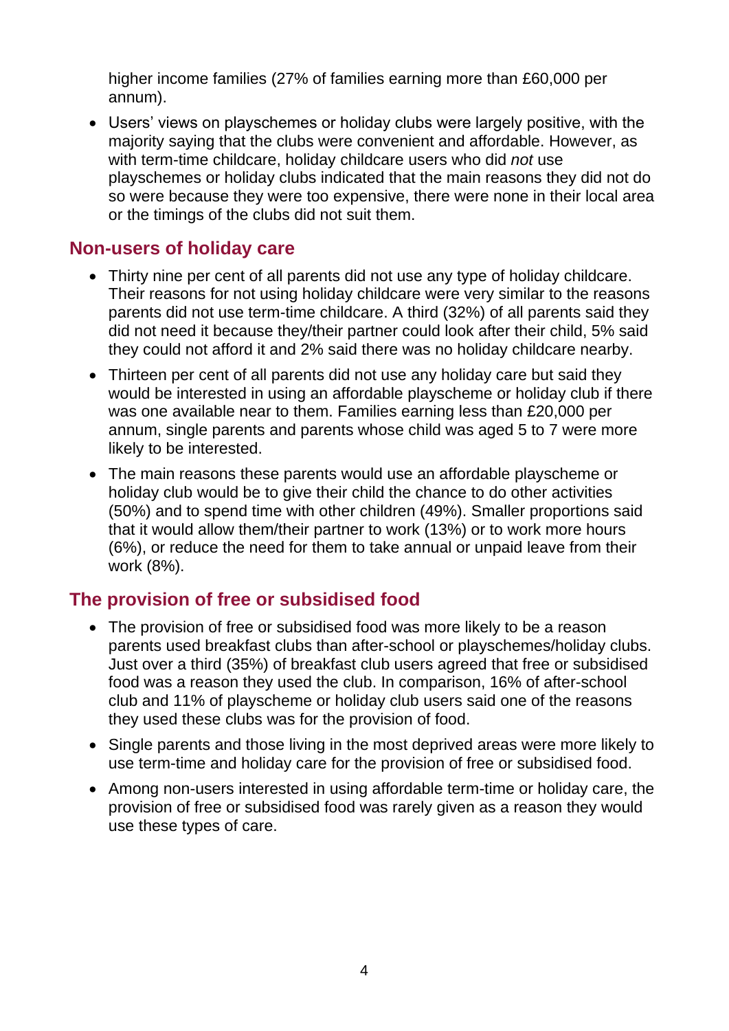higher income families (27% of families earning more than £60,000 per annum).

- Users' views on playschemes or holiday clubs were largely positive, with the majority saying that the clubs were convenient and affordable. However, as with term-time childcare, holiday childcare users who did *not* use playschemes or holiday clubs indicated that the main reasons they did not do so were because they were too expensive, there were none in their local area or the timings of the clubs did not suit them.

## Non-users of holiday care

- Thirty nine per cent of all parents did not use any type of holiday childcare. Their reasons for not using holiday childcare were very similar to the reasons parents did not use term-time childcare. A third (32%) of all parents said they did not need it because they/their partner could look after their child, 5% said they could not afford it and 2% said there was no holiday childcare nearby.
- Thirteen per cent of all parents did not use any holiday care but said they would be interested in using an affordable playscheme or holiday club if there was one available near to them. Families earning less than £20,000 per annum, single parents and parents whose child was aged 5 to 7 were more likely to be interested.
- The main reasons these parents would use an affordable playscheme or holiday club would be to give their child the chance to do other activities (50%) and to spend time with other children (49%). Smaller proportions said that it would allow them/their partner to work (13%) or to work more hours (6%), or reduce the need for them to take annual or unpaid leave from their work (8%).

## The provision of free or subsidised food

- The provision of free or subsidised food was more likely to be a reason parents used breakfast clubs than after-school or playschemes/holiday clubs. Just over a third (35%) of breakfast club users agreed that free or subsidised food was a reason they used the club. In comparison, 16% of after-school club and 11% of playscheme or holiday club users said one of the reasons they used these clubs was for the provision of food.
- Single parents and those living in the most deprived areas were more likely to use term-time and holiday care for the provision of free or subsidised food.
- Among non-users interested in using affordable term-time or holiday care, the provision of free or subsidised food was rarely given as a reason they would use these types of care.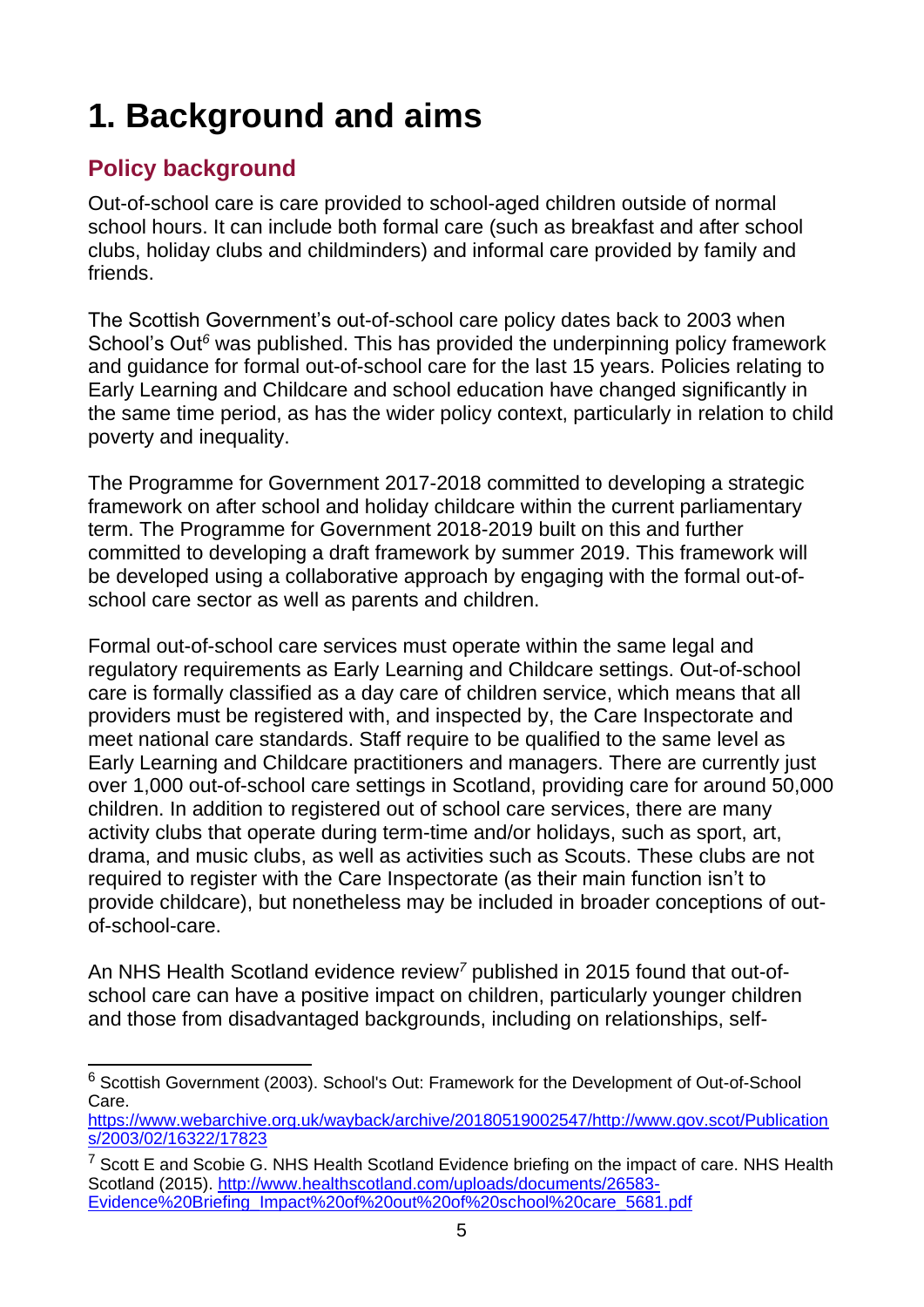# 1. Background and aims

## Policy background

Out-of-school care is care provided to school-aged children outside of normal school hours. It can include both formal care (such as breakfast and after school clubs, holiday clubs and childminders) and informal care provided by family and friends.

The Scottish Government's out-of-school care policy dates back to 2003 when School's Out[6] was published. This has provided the underpinning policy framework and guidance for formal out-of-school care for the last 15 years. Policies relating to Early Learning and Childcare and school education have changed significantly in the same time period, as has the wider policy context, particularly in relation to child poverty and inequality.

The Programme for Government 2017-2018 committed to developing a strategic framework on after school and holiday childcare within the current parliamentary term. The Programme for Government 2018-2019 built on this and further committed to developing a draft framework by summer 2019. This framework will be developed using a collaborative approach by engaging with the formal out-of-school care sector as well as parents and children.

Formal out-of-school care services must operate within the same legal and regulatory requirements as Early Learning and Childcare settings. Out-of-school care is formally classified as a day care of children service, which means that all providers must be registered with, and inspected by, the Care Inspectorate and meet national care standards. Staff require to be qualified to the same level as Early Learning and Childcare practitioners and managers. There are currently just over 1,000 out-of-school care settings in Scotland, providing care for around 50,000 children. In addition to registered out of school care services, there are many activity clubs that operate during term-time and/or holidays, such as sport, art, drama, and music clubs, as well as activities such as Scouts. These clubs are not required to register with the Care Inspectorate (as their main function isn't to provide childcare), but nonetheless may be included in broader conceptions of out-of-school-care.

An NHS Health Scotland evidence review[7] published in 2015 found that out-of-school care can have a positive impact on children, particularly younger children and those from disadvantaged backgrounds, including on relationships, self-

---

[6] Scottish Government (2003). School's Out: Framework for the Development of Out-of-School Care. https://www.webarchive.org.uk/wayback/archive/20180519002547/http://www.gov.scot/Publications/2003/02/16322/17823

[7] Scott E and Scobie G. NHS Health Scotland Evidence briefing on the impact of care. NHS Health Scotland (2015). http://www.healthscotland.com/uploads/documents/26583-Evidence%20Briefing_Impact%20of%20out%20of%20school%20care_5681.pdf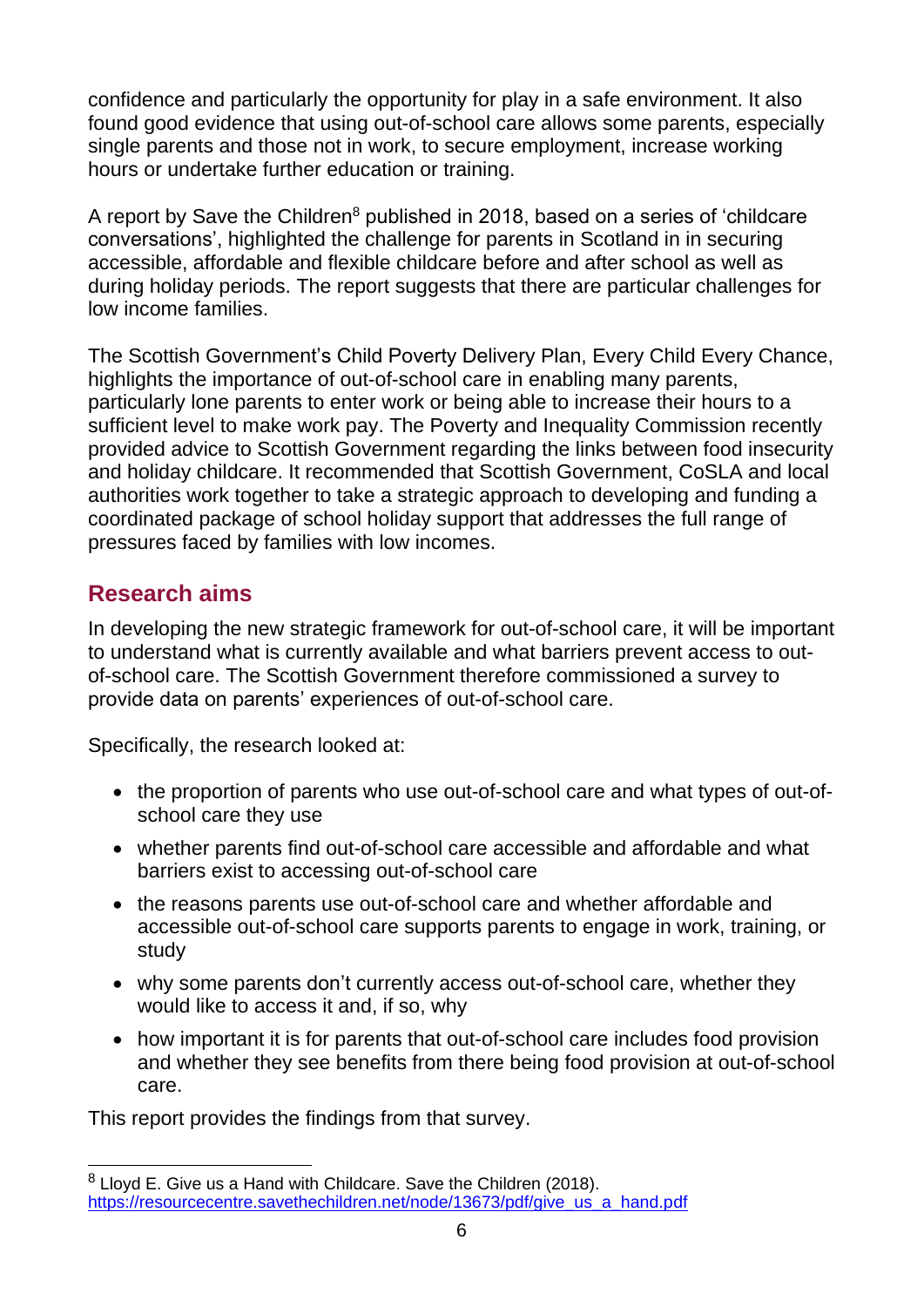confidence and particularly the opportunity for play in a safe environment. It also found good evidence that using out-of-school care allows some parents, especially single parents and those not in work, to secure employment, increase working hours or undertake further education or training.

A report by Save the Children[8] published in 2018, based on a series of 'childcare conversations', highlighted the challenge for parents in Scotland in in securing accessible, affordable and flexible childcare before and after school as well as during holiday periods. The report suggests that there are particular challenges for low income families.

The Scottish Government's Child Poverty Delivery Plan, Every Child Every Chance, highlights the importance of out-of-school care in enabling many parents, particularly lone parents to enter work or being able to increase their hours to a sufficient level to make work pay. The Poverty and Inequality Commission recently provided advice to Scottish Government regarding the links between food insecurity and holiday childcare. It recommended that Scottish Government, CoSLA and local authorities work together to take a strategic approach to developing and funding a coordinated package of school holiday support that addresses the full range of pressures faced by families with low incomes.

## Research aims

In developing the new strategic framework for out-of-school care, it will be important to understand what is currently available and what barriers prevent access to out-of-school care. The Scottish Government therefore commissioned a survey to provide data on parents' experiences of out-of-school care.

Specifically, the research looked at:

- the proportion of parents who use out-of-school care and what types of out-of-school care they use
- whether parents find out-of-school care accessible and affordable and what barriers exist to accessing out-of-school care
- the reasons parents use out-of-school care and whether affordable and accessible out-of-school care supports parents to engage in work, training, or study
- why some parents don't currently access out-of-school care, whether they would like to access it and, if so, why
- how important it is for parents that out-of-school care includes food provision and whether they see benefits from there being food provision at out-of-school care.

This report provides the findings from that survey.

[8] Lloyd E. Give us a Hand with Childcare. Save the Children (2018). https://resourcecentre.savethechildren.net/node/13673/pdf/give_us_a_hand.pdf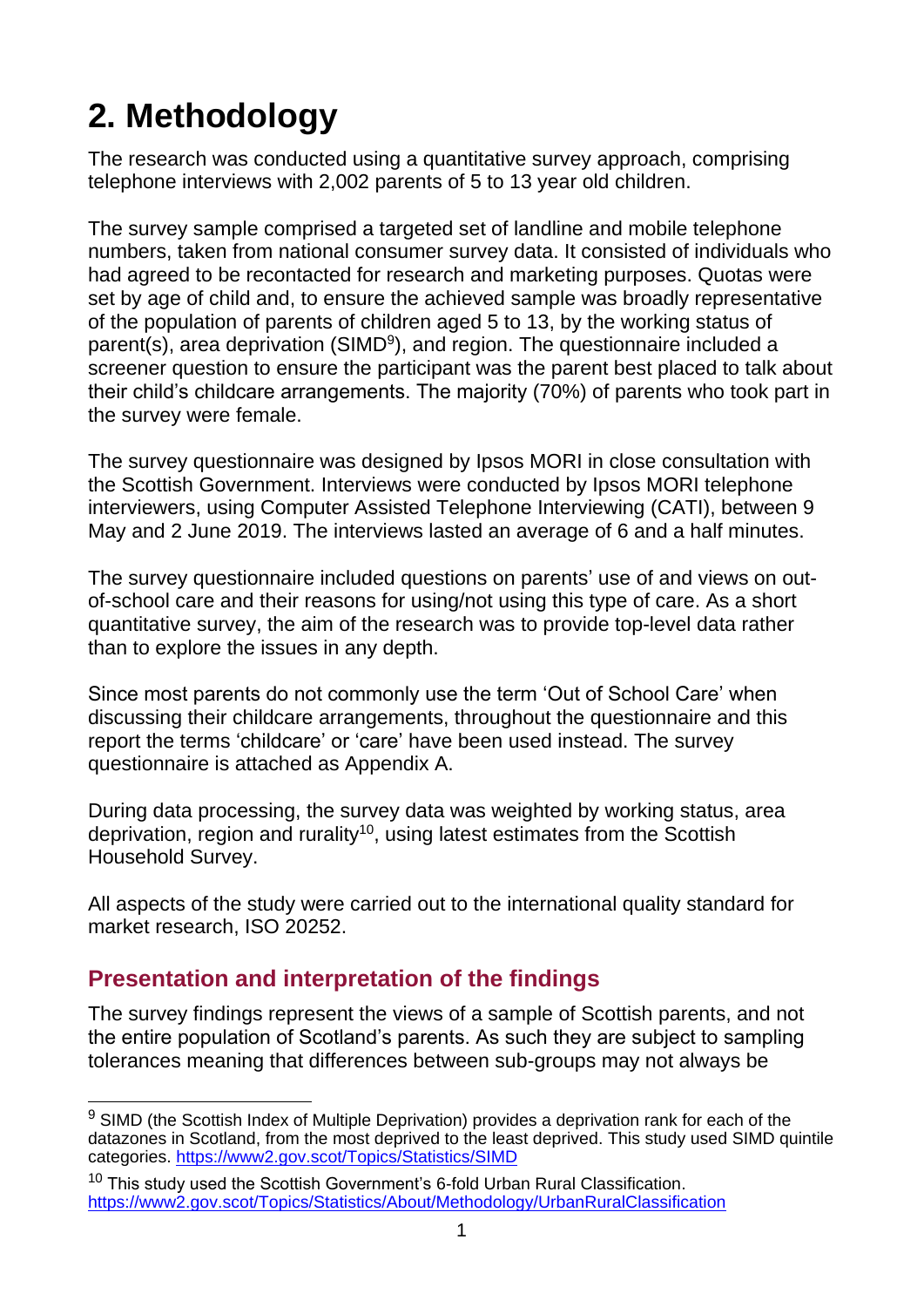# 2. Methodology

The research was conducted using a quantitative survey approach, comprising telephone interviews with 2,002 parents of 5 to 13 year old children.

The survey sample comprised a targeted set of landline and mobile telephone numbers, taken from national consumer survey data. It consisted of individuals who had agreed to be recontacted for research and marketing purposes. Quotas were set by age of child and, to ensure the achieved sample was broadly representative of the population of parents of children aged 5 to 13, by the working status of parent(s), area deprivation (SIMD[9]), and region. The questionnaire included a screener question to ensure the participant was the parent best placed to talk about their child's childcare arrangements. The majority (70%) of parents who took part in the survey were female.

The survey questionnaire was designed by Ipsos MORI in close consultation with the Scottish Government. Interviews were conducted by Ipsos MORI telephone interviewers, using Computer Assisted Telephone Interviewing (CATI), between 9 May and 2 June 2019. The interviews lasted an average of 6 and a half minutes.

The survey questionnaire included questions on parents' use of and views on out-of-school care and their reasons for using/not using this type of care. As a short quantitative survey, the aim of the research was to provide top-level data rather than to explore the issues in any depth.

Since most parents do not commonly use the term 'Out of School Care' when discussing their childcare arrangements, throughout the questionnaire and this report the terms 'childcare' or 'care' have been used instead. The survey questionnaire is attached as Appendix A.

During data processing, the survey data was weighted by working status, area deprivation, region and rurality[10], using latest estimates from the Scottish Household Survey.

All aspects of the study were carried out to the international quality standard for market research, ISO 20252.

## Presentation and interpretation of the findings

The survey findings represent the views of a sample of Scottish parents, and not the entire population of Scotland's parents. As such they are subject to sampling tolerances meaning that differences between sub-groups may not always be

[9] SIMD (the Scottish Index of Multiple Deprivation) provides a deprivation rank for each of the datazones in Scotland, from the most deprived to the least deprived. This study used SIMD quintile categories. https://www2.gov.scot/Topics/Statistics/SIMD

[10] This study used the Scottish Government's 6-fold Urban Rural Classification. https://www2.gov.scot/Topics/Statistics/About/Methodology/UrbanRuralClassification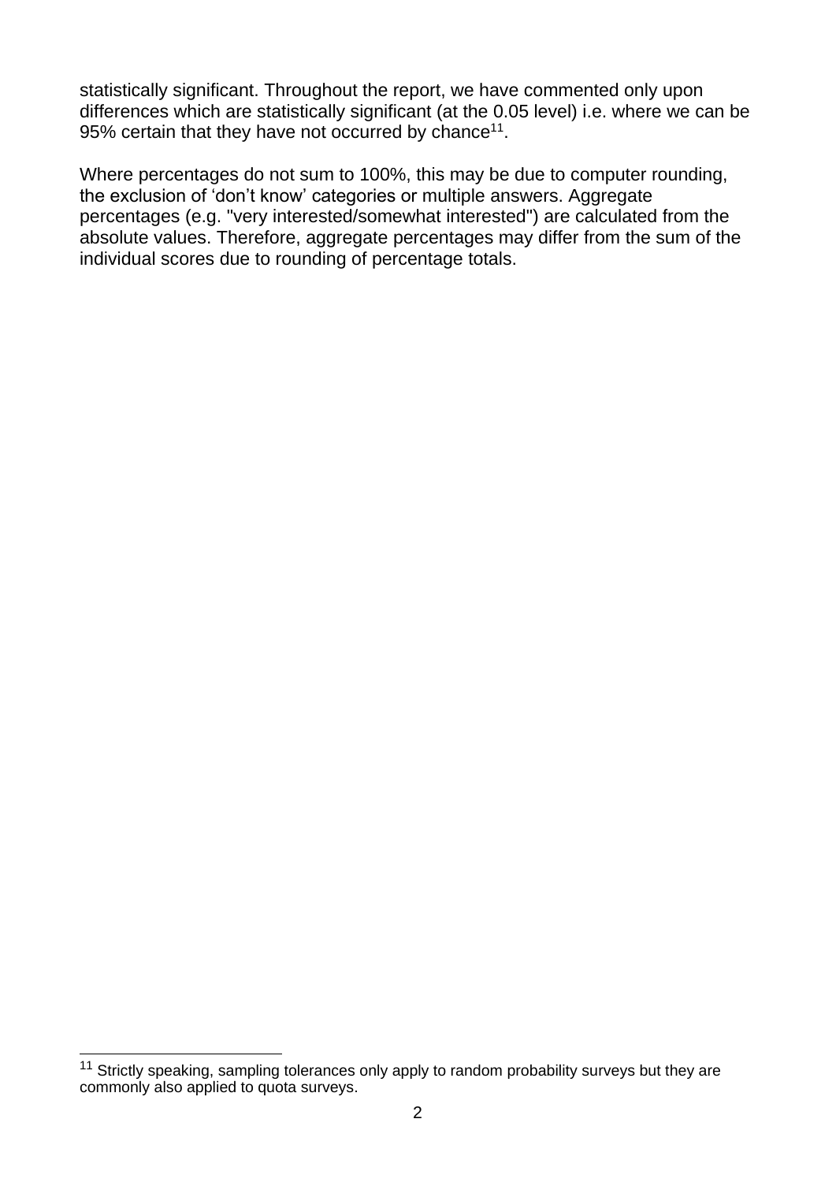statistically significant. Throughout the report, we have commented only upon differences which are statistically significant (at the 0.05 level) i.e. where we can be 95% certain that they have not occurred by chance[11].

Where percentages do not sum to 100%, this may be due to computer rounding, the exclusion of 'don't know' categories or multiple answers. Aggregate percentages (e.g. "very interested/somewhat interested") are calculated from the absolute values. Therefore, aggregate percentages may differ from the sum of the individual scores due to rounding of percentage totals.

---

[11] Strictly speaking, sampling tolerances only apply to random probability surveys but they are commonly also applied to quota surveys.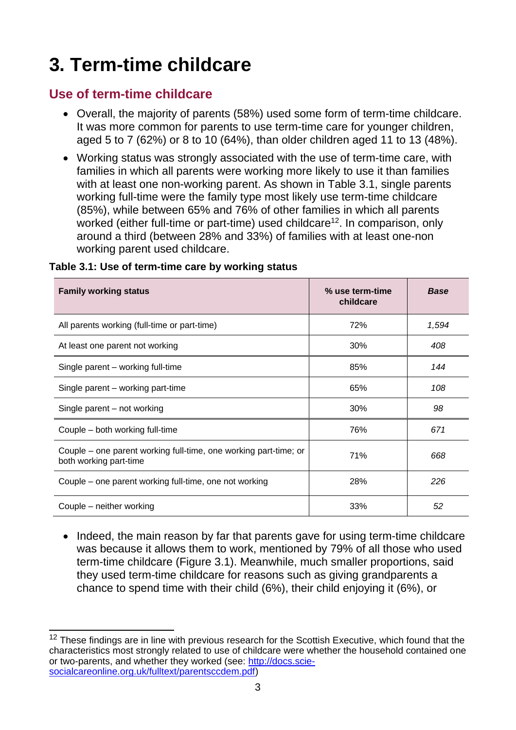# 3. Term-time childcare

## Use of term-time childcare

- Overall, the majority of parents (58%) used some form of term-time childcare. It was more common for parents to use term-time care for younger children, aged 5 to 7 (62%) or 8 to 10 (64%), than older children aged 11 to 13 (48%).
- Working status was strongly associated with the use of term-time care, with families in which all parents were working more likely to use it than families with at least one non-working parent. As shown in Table 3.1, single parents working full-time were the family type most likely use term-time childcare (85%), while between 65% and 76% of other families in which all parents worked (either full-time or part-time) used childcare[12]. In comparison, only around a third (between 28% and 33%) of families with at least one-non working parent used childcare.

**Table 3.1: Use of term-time care by working status**

| Family working status | % use term-time childcare | *Base* |
|---|---|---|
| All parents working (full-time or part-time) | 72% | *1,594* |
| At least one parent not working | 30% | *408* |
| Single parent – working full-time | 85% | *144* |
| Single parent – working part-time | 65% | *108* |
| Single parent – not working | 30% | *98* |
| Couple – both working full-time | 76% | *671* |
| Couple – one parent working full-time, one working part-time; or both working part-time | 71% | *668* |
| Couple – one parent working full-time, one not working | 28% | *226* |
| Couple – neither working | 33% | *52* |

- Indeed, the main reason by far that parents gave for using term-time childcare was because it allows them to work, mentioned by 79% of all those who used term-time childcare (Figure 3.1). Meanwhile, much smaller proportions, said they used term-time childcare for reasons such as giving grandparents a chance to spend time with their child (6%), their child enjoying it (6%), or

[12] These findings are in line with previous research for the Scottish Executive, which found that the characteristics most strongly related to use of childcare were whether the household contained one or two-parents, and whether they worked (see: [http://docs.scie-socialcareonline.org.uk/fulltext/parentsccdem.pdf](http://docs.scie-socialcareonline.org.uk/fulltext/parentsccdem.pdf))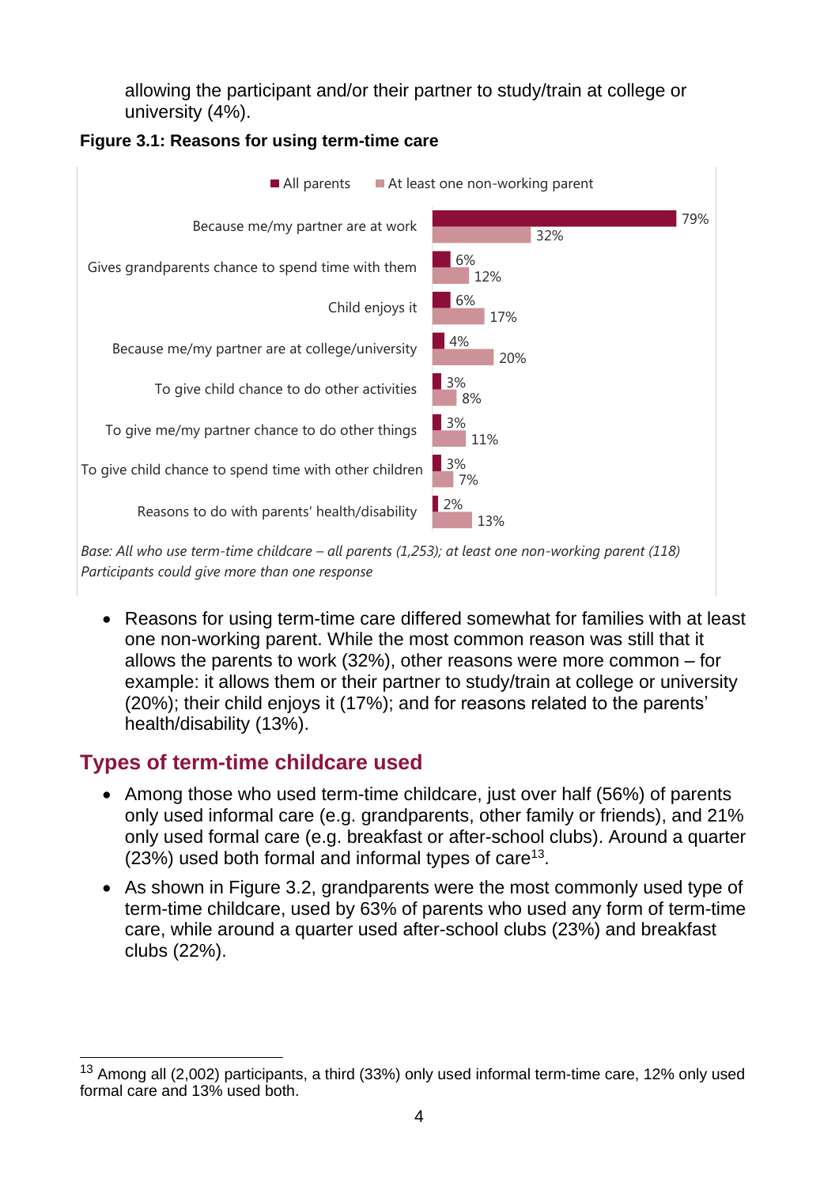allowing the participant and/or their partner to study/train at college or university (4%).

**Figure 3.1: Reasons for using term-time care**

| | All parents | At least one non-working parent |
|---|---|---|
| Because me/my partner are at work | 79% | 32% |
| Gives grandparents chance to spend time with them | 6% | 12% |
| Child enjoys it | 6% | 17% |
| Because me/my partner are at college/university | 4% | 20% |
| To give child chance to do other activities | 3% | 8% |
| To give me/my partner chance to do other things | 3% | 11% |
| To give child chance to spend time with other children | 3% | 7% |
| Reasons to do with parents' health/disability | 2% | 13% |

*Base: All who use term-time childcare – all parents (1,253); at least one non-working parent (118)*
*Participants could give more than one response*

- Reasons for using term-time care differed somewhat for families with at least one non-working parent. While the most common reason was still that it allows the parents to work (32%), other reasons were more common – for example: it allows them or their partner to study/train at college or university (20%); their child enjoys it (17%); and for reasons related to the parents' health/disability (13%).

## Types of term-time childcare used

- Among those who used term-time childcare, just over half (56%) of parents only used informal care (e.g. grandparents, other family or friends), and 21% only used formal care (e.g. breakfast or after-school clubs). Around a quarter (23%) used both formal and informal types of care[13].
- As shown in Figure 3.2, grandparents were the most commonly used type of term-time childcare, used by 63% of parents who used any form of term-time care, while around a quarter used after-school clubs (23%) and breakfast clubs (22%).

---

[13] Among all (2,002) participants, a third (33%) only used informal term-time care, 12% only used formal care and 13% used both.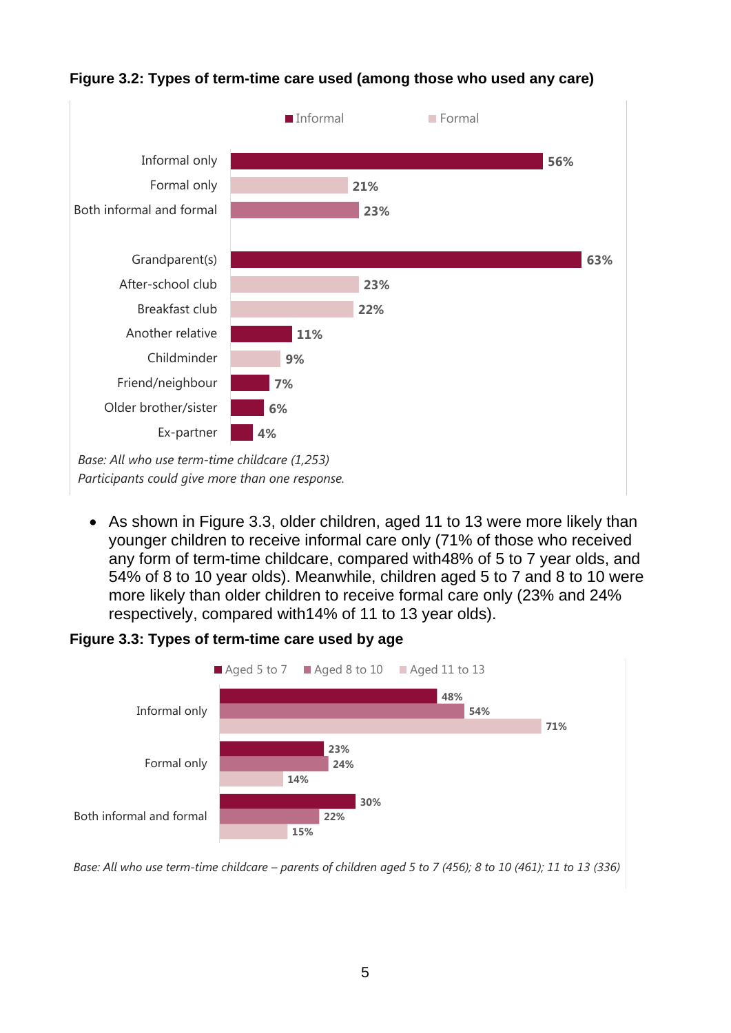**Figure 3.2: Types of term-time care used (among those who used any care)**

| | Type | % |
|---|---|---|
| Informal only | Informal | 56% |
| Formal only | Formal | 21% |
| Both informal and formal | | 23% |
| Grandparent(s) | Informal | 63% |
| After-school club | Formal | 23% |
| Breakfast club | Formal | 22% |
| Another relative | Informal | 11% |
| Childminder | Formal | 9% |
| Friend/neighbour | Informal | 7% |
| Older brother/sister | Informal | 6% |
| Ex-partner | Informal | 4% |

*Base: All who use term-time childcare (1,253)*
*Participants could give more than one response.*

- As shown in Figure 3.3, older children, aged 11 to 13 were more likely than younger children to receive informal care only (71% of those who received any form of term-time childcare, compared with48% of 5 to 7 year olds, and 54% of 8 to 10 year olds). Meanwhile, children aged 5 to 7 and 8 to 10 were more likely than older children to receive formal care only (23% and 24% respectively, compared with14% of 11 to 13 year olds).

**Figure 3.3: Types of term-time care used by age**

| | Aged 5 to 7 | Aged 8 to 10 | Aged 11 to 13 |
|---|---|---|---|
| Informal only | 48% | 54% | 71% |
| Formal only | 23% | 24% | 14% |
| Both informal and formal | 30% | 22% | 15% |

*Base: All who use term-time childcare – parents of children aged 5 to 7 (456); 8 to 10 (461); 11 to 13 (336)*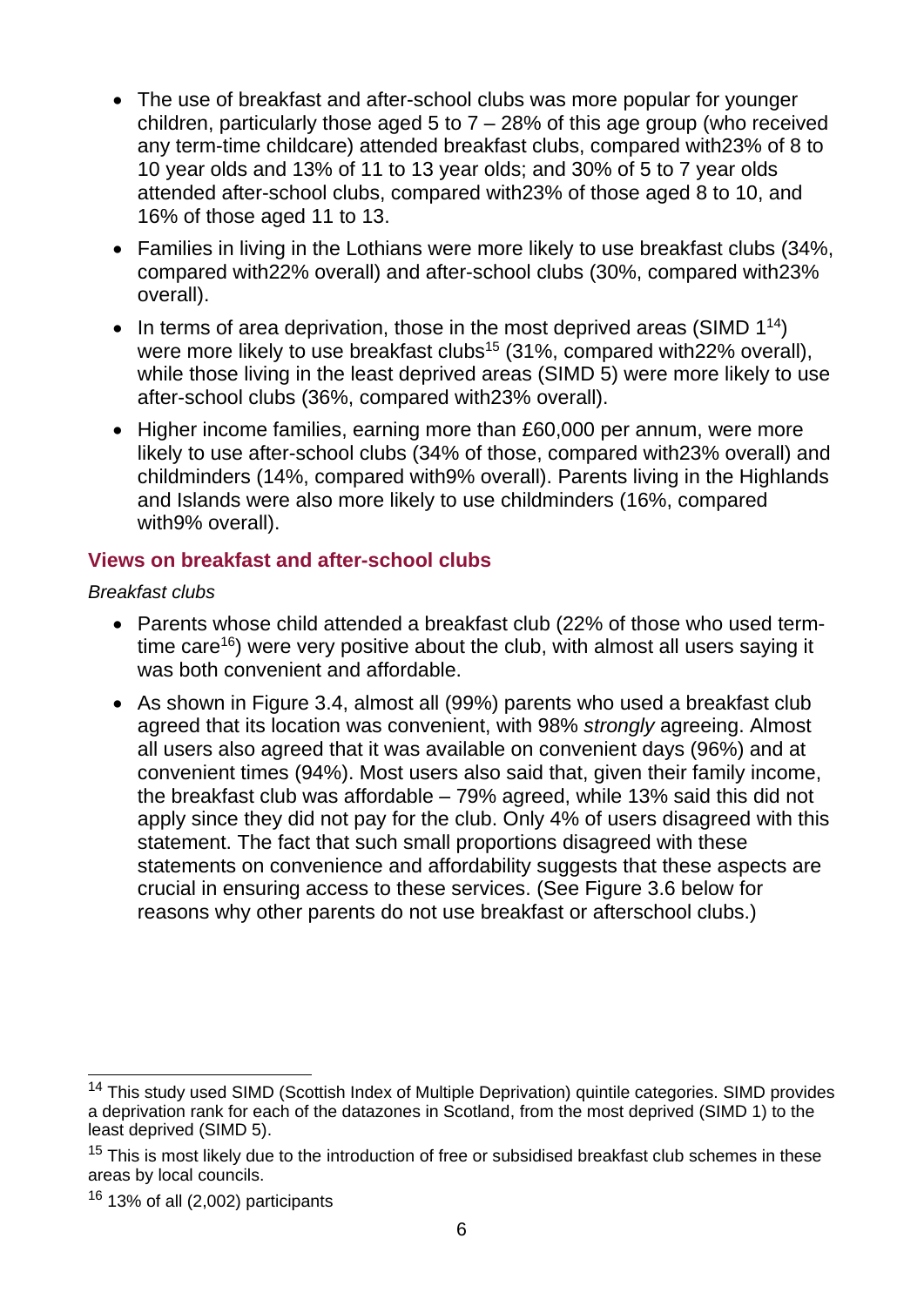- The use of breakfast and after-school clubs was more popular for younger children, particularly those aged 5 to 7 – 28% of this age group (who received any term-time childcare) attended breakfast clubs, compared with23% of 8 to 10 year olds and 13% of 11 to 13 year olds; and 30% of 5 to 7 year olds attended after-school clubs, compared with23% of those aged 8 to 10, and 16% of those aged 11 to 13.
- Families in living in the Lothians were more likely to use breakfast clubs (34%, compared with22% overall) and after-school clubs (30%, compared with23% overall).
- In terms of area deprivation, those in the most deprived areas (SIMD 1[14]) were more likely to use breakfast clubs[15] (31%, compared with22% overall), while those living in the least deprived areas (SIMD 5) were more likely to use after-school clubs (36%, compared with23% overall).
- Higher income families, earning more than £60,000 per annum, were more likely to use after-school clubs (34% of those, compared with23% overall) and childminders (14%, compared with9% overall). Parents living in the Highlands and Islands were also more likely to use childminders (16%, compared with9% overall).

## Views on breakfast and after-school clubs

*Breakfast clubs*

- Parents whose child attended a breakfast club (22% of those who used term-time care[16]) were very positive about the club, with almost all users saying it was both convenient and affordable.
- As shown in Figure 3.4, almost all (99%) parents who used a breakfast club agreed that its location was convenient, with 98% *strongly* agreeing. Almost all users also agreed that it was available on convenient days (96%) and at convenient times (94%). Most users also said that, given their family income, the breakfast club was affordable – 79% agreed, while 13% said this did not apply since they did not pay for the club. Only 4% of users disagreed with this statement. The fact that such small proportions disagreed with these statements on convenience and affordability suggests that these aspects are crucial in ensuring access to these services. (See Figure 3.6 below for reasons why other parents do not use breakfast or afterschool clubs.)

---

[14] This study used SIMD (Scottish Index of Multiple Deprivation) quintile categories. SIMD provides a deprivation rank for each of the datazones in Scotland, from the most deprived (SIMD 1) to the least deprived (SIMD 5).

[15] This is most likely due to the introduction of free or subsidised breakfast club schemes in these areas by local councils.

[16] 13% of all (2,002) participants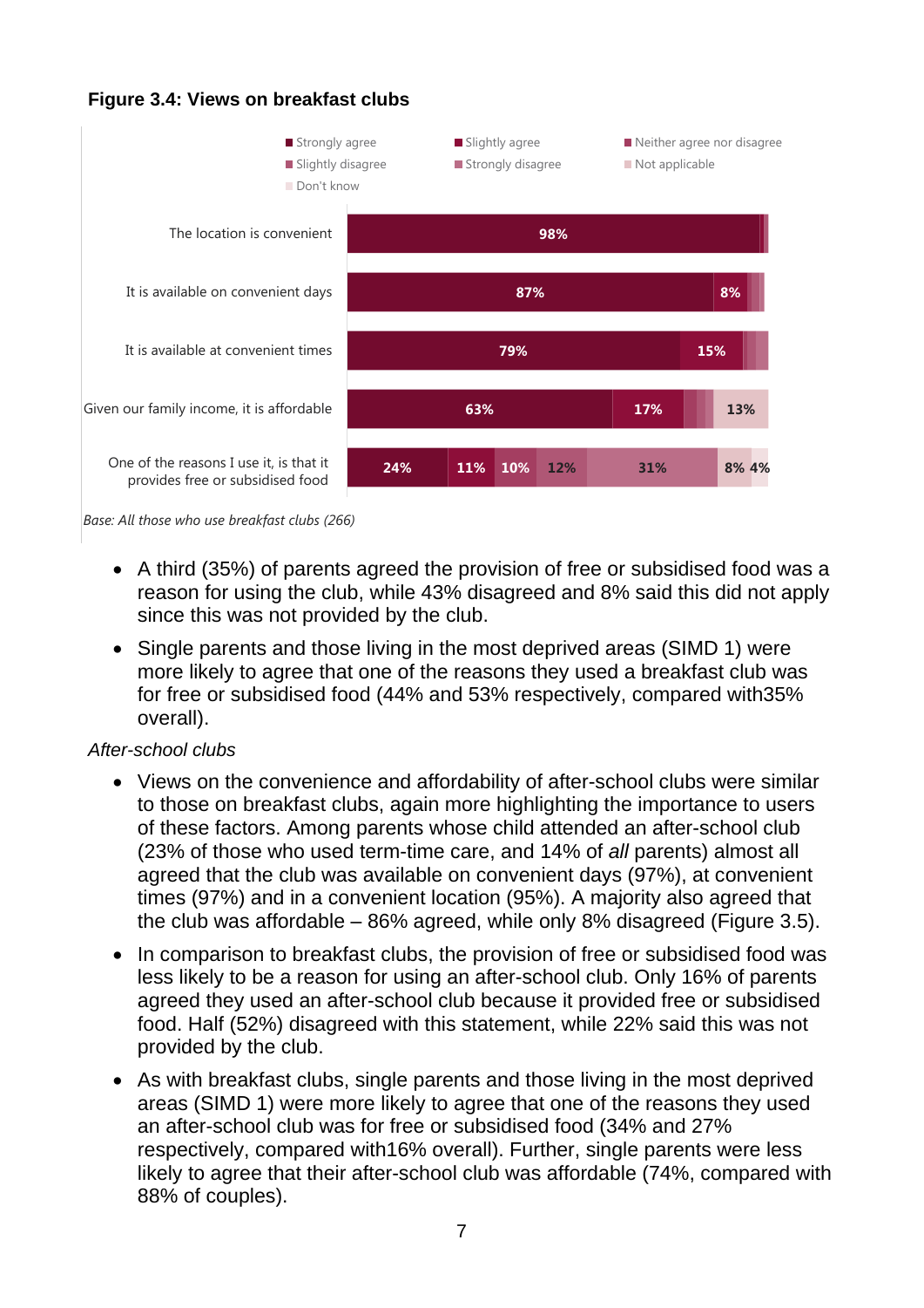**Figure 3.4: Views on breakfast clubs**

| | Strongly agree | Slightly agree | Neither agree nor disagree | Slightly disagree | Strongly disagree | Not applicable | Don't know |
|---|---|---|---|---|---|---|---|
| The location is convenient | 98% | | | | | | |
| It is available on convenient days | 87% | 8% | | | | | |
| It is available at convenient times | 79% | 15% | | | | | |
| Given our family income, it is affordable | 63% | 17% | | | | 13% | |
| One of the reasons I use it, is that it provides free or subsidised food | 24% | 11% | 10% | 12% | 31% | 8% | 4% |

*Base: All those who use breakfast clubs (266)*

- A third (35%) of parents agreed the provision of free or subsidised food was a reason for using the club, while 43% disagreed and 8% said this did not apply since this was not provided by the club.
- Single parents and those living in the most deprived areas (SIMD 1) were more likely to agree that one of the reasons they used a breakfast club was for free or subsidised food (44% and 53% respectively, compared with35% overall).

*After-school clubs*

- Views on the convenience and affordability of after-school clubs were similar to those on breakfast clubs, again more highlighting the importance to users of these factors. Among parents whose child attended an after-school club (23% of those who used term-time care, and 14% of *all* parents) almost all agreed that the club was available on convenient days (97%), at convenient times (97%) and in a convenient location (95%). A majority also agreed that the club was affordable – 86% agreed, while only 8% disagreed (Figure 3.5).
- In comparison to breakfast clubs, the provision of free or subsidised food was less likely to be a reason for using an after-school club. Only 16% of parents agreed they used an after-school club because it provided free or subsidised food. Half (52%) disagreed with this statement, while 22% said this was not provided by the club.
- As with breakfast clubs, single parents and those living in the most deprived areas (SIMD 1) were more likely to agree that one of the reasons they used an after-school club was for free or subsidised food (34% and 27% respectively, compared with16% overall). Further, single parents were less likely to agree that their after-school club was affordable (74%, compared with 88% of couples).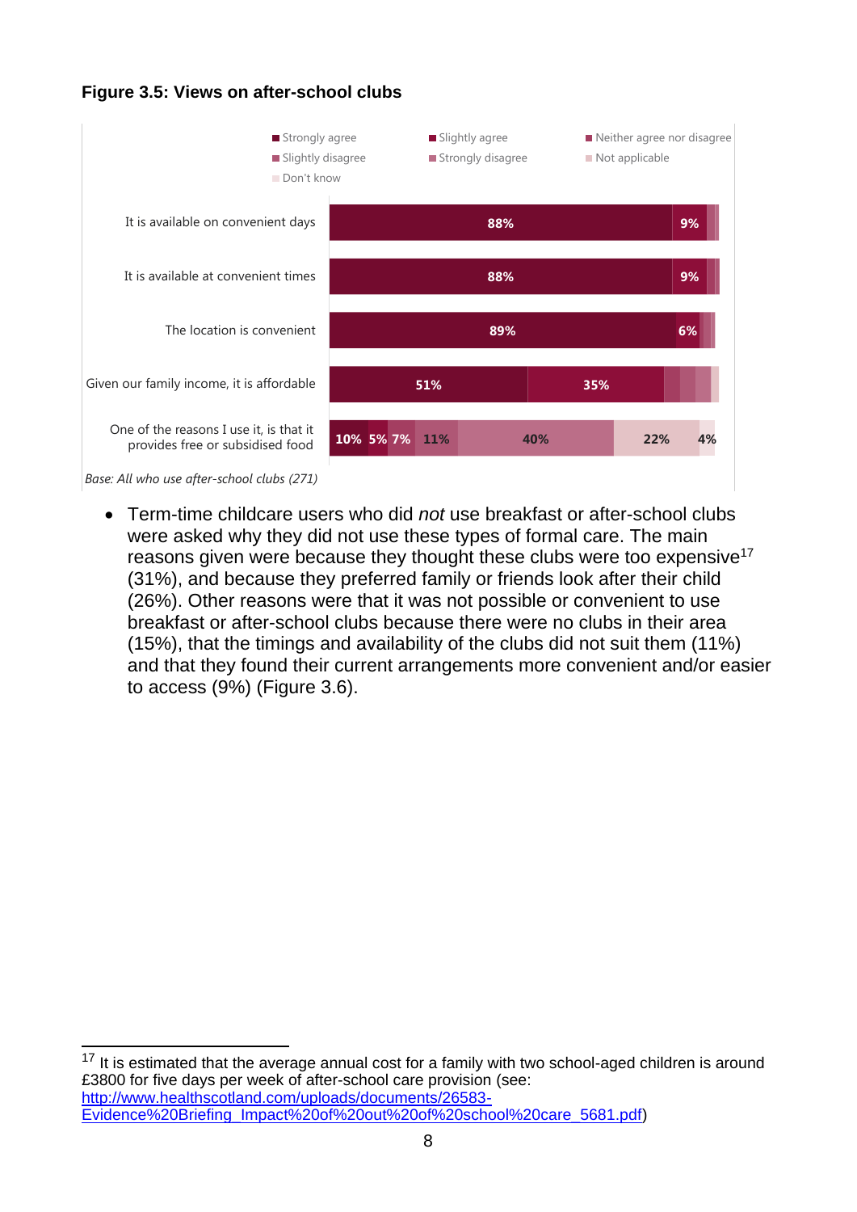**Figure 3.5: Views on after-school clubs**

| | Strongly agree | Slightly agree | Neither agree nor disagree | Slightly disagree | Strongly disagree | Not applicable | Don't know |
|---|---|---|---|---|---|---|---|
| It is available on convenient days | 88% | 9% | | | | | |
| It is available at convenient times | 88% | 9% | | | | | |
| The location is convenient | 89% | 6% | | | | | |
| Given our family income, it is affordable | 51% | 35% | | | | | |
| One of the reasons I use it, is that it provides free or subsidised food | 10% | 5% | 7% | 11% | 40% | 22% | 4% |

*Base: All who use after-school clubs (271)*

- Term-time childcare users who did *not* use breakfast or after-school clubs were asked why they did not use these types of formal care. The main reasons given were because they thought these clubs were too expensive[17] (31%), and because they preferred family or friends look after their child (26%). Other reasons were that it was not possible or convenient to use breakfast or after-school clubs because there were no clubs in their area (15%), that the timings and availability of the clubs did not suit them (11%) and that they found their current arrangements more convenient and/or easier to access (9%) (Figure 3.6).

---

[17] It is estimated that the average annual cost for a family with two school-aged children is around £3800 for five days per week of after-school care provision (see: http://www.healthscotland.com/uploads/documents/26583-Evidence%20Briefing_Impact%20of%20out%20of%20school%20care_5681.pdf)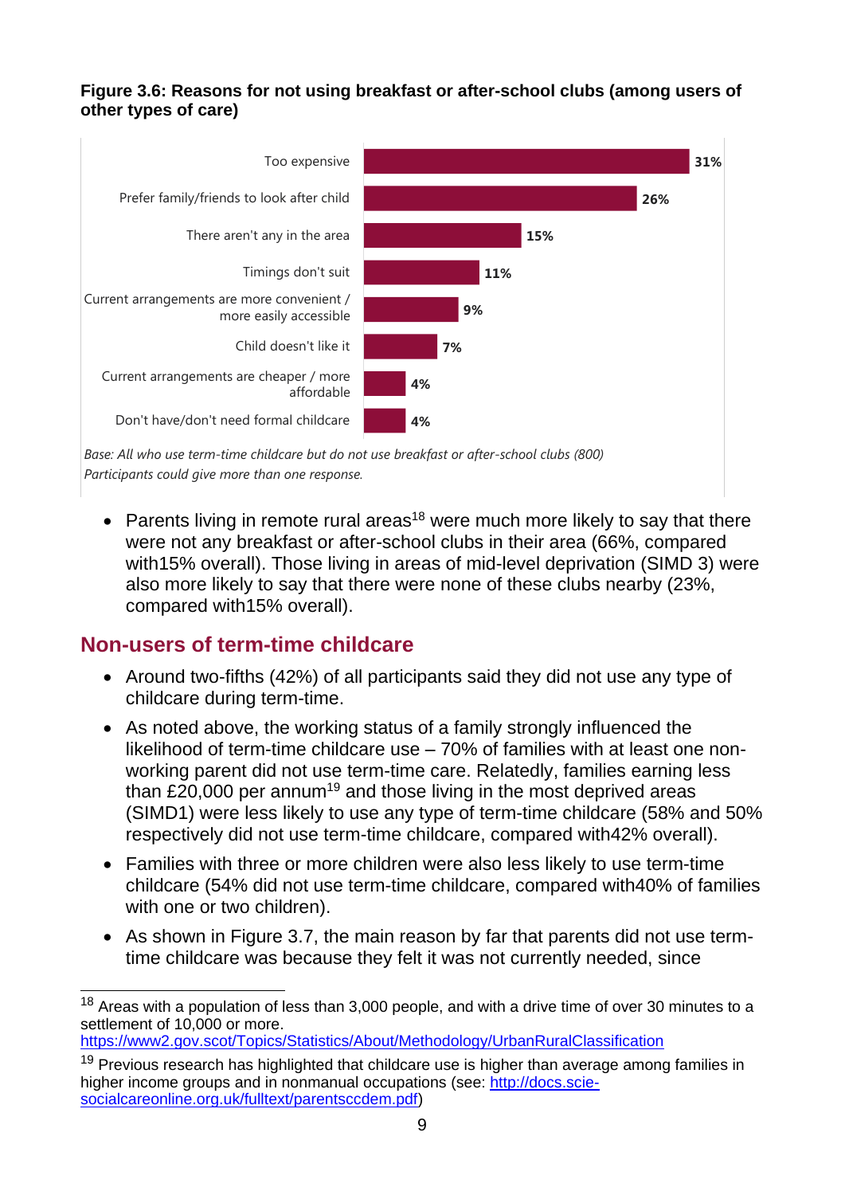**Figure 3.6: Reasons for not using breakfast or after-school clubs (among users of other types of care)**

| Reason | % |
|---|---|
| Too expensive | 31% |
| Prefer family/friends to look after child | 26% |
| There aren't any in the area | 15% |
| Timings don't suit | 11% |
| Current arrangements are more convenient / more easily accessible | 9% |
| Child doesn't like it | 7% |
| Current arrangements are cheaper / more affordable | 4% |
| Don't have/don't need formal childcare | 4% |

*Base: All who use term-time childcare but do not use breakfast or after-school clubs (800)*
*Participants could give more than one response.*

- Parents living in remote rural areas[18] were much more likely to say that there were not any breakfast or after-school clubs in their area (66%, compared with15% overall). Those living in areas of mid-level deprivation (SIMD 3) were also more likely to say that there were none of these clubs nearby (23%, compared with15% overall).

## Non-users of term-time childcare

- Around two-fifths (42%) of all participants said they did not use any type of childcare during term-time.
- As noted above, the working status of a family strongly influenced the likelihood of term-time childcare use – 70% of families with at least one non-working parent did not use term-time care. Relatedly, families earning less than £20,000 per annum[19] and those living in the most deprived areas (SIMD1) were less likely to use any type of term-time childcare (58% and 50% respectively did not use term-time childcare, compared with42% overall).
- Families with three or more children were also less likely to use term-time childcare (54% did not use term-time childcare, compared with40% of families with one or two children).
- As shown in Figure 3.7, the main reason by far that parents did not use term-time childcare was because they felt it was not currently needed, since

---

[18] Areas with a population of less than 3,000 people, and with a drive time of over 30 minutes to a settlement of 10,000 or more. https://www2.gov.scot/Topics/Statistics/About/Methodology/UrbanRuralClassification

[19] Previous research has highlighted that childcare use is higher than average among families in higher income groups and in nonmanual occupations (see: http://docs.scie-socialcareonline.org.uk/fulltext/parentsccdem.pdf)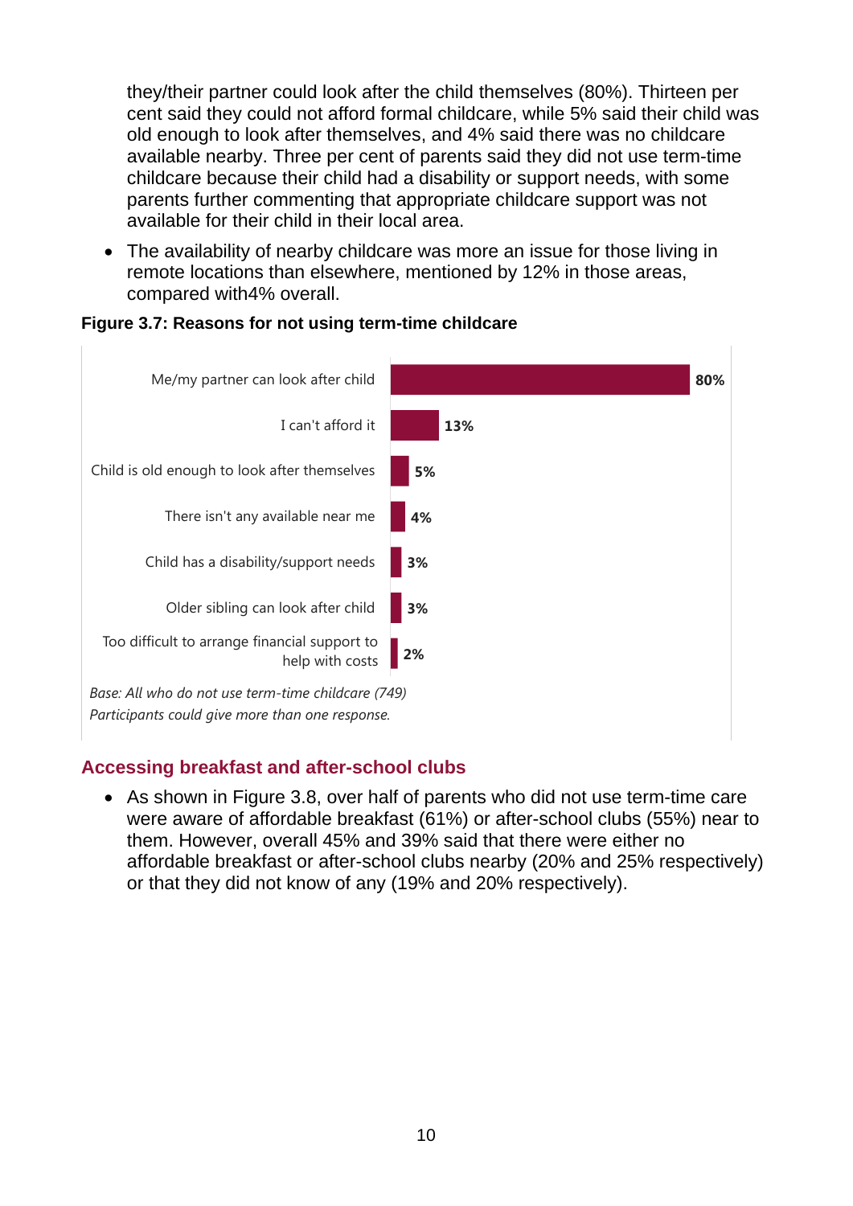they/their partner could look after the child themselves (80%). Thirteen per cent said they could not afford formal childcare, while 5% said their child was old enough to look after themselves, and 4% said there was no childcare available nearby. Three per cent of parents said they did not use term-time childcare because their child had a disability or support needs, with some parents further commenting that appropriate childcare support was not available for their child in their local area.

- The availability of nearby childcare was more an issue for those living in remote locations than elsewhere, mentioned by 12% in those areas, compared with4% overall.

**Figure 3.7: Reasons for not using term-time childcare**

| Reason | % |
|---|---|
| Me/my partner can look after child | 80% |
| I can't afford it | 13% |
| Child is old enough to look after themselves | 5% |
| There isn't any available near me | 4% |
| Child has a disability/support needs | 3% |
| Older sibling can look after child | 3% |
| Too difficult to arrange financial support to help with costs | 2% |

*Base: All who do not use term-time childcare (749)*
*Participants could give more than one response.*

## Accessing breakfast and after-school clubs

- As shown in Figure 3.8, over half of parents who did not use term-time care were aware of affordable breakfast (61%) or after-school clubs (55%) near to them. However, overall 45% and 39% said that there were either no affordable breakfast or after-school clubs nearby (20% and 25% respectively) or that they did not know of any (19% and 20% respectively).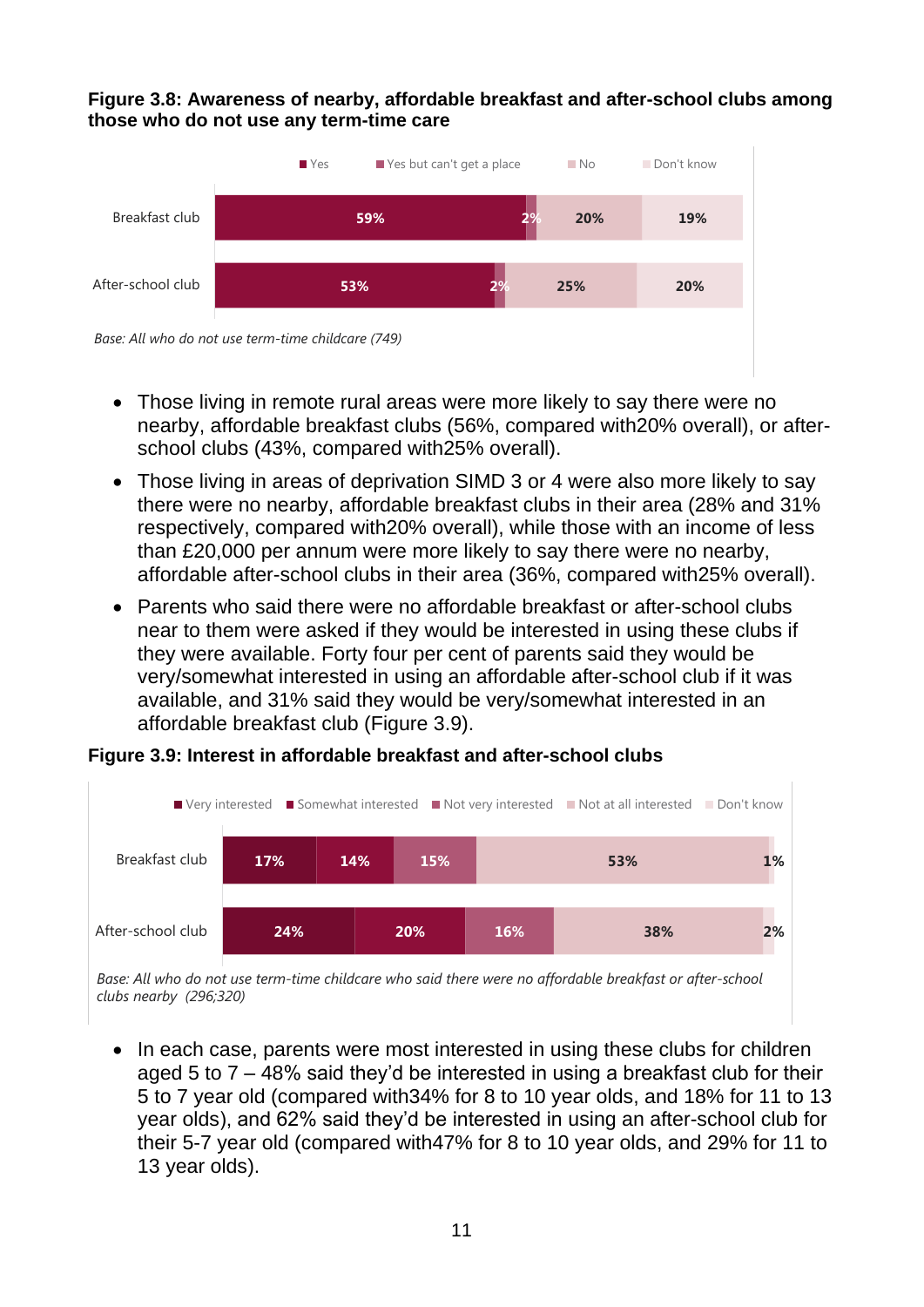**Figure 3.8: Awareness of nearby, affordable breakfast and after-school clubs among those who do not use any term-time care**

| | Yes | Yes but can't get a place | No | Don't know |
|---|---|---|---|---|
| Breakfast club | 59% | 2% | 20% | 19% |
| After-school club | 53% | 2% | 25% | 20% |

*Base: All who do not use term-time childcare (749)*

- Those living in remote rural areas were more likely to say there were no nearby, affordable breakfast clubs (56%, compared with20% overall), or after-school clubs (43%, compared with25% overall).
- Those living in areas of deprivation SIMD 3 or 4 were also more likely to say there were no nearby, affordable breakfast clubs in their area (28% and 31% respectively, compared with20% overall), while those with an income of less than £20,000 per annum were more likely to say there were no nearby, affordable after-school clubs in their area (36%, compared with25% overall).
- Parents who said there were no affordable breakfast or after-school clubs near to them were asked if they would be interested in using these clubs if they were available. Forty four per cent of parents said they would be very/somewhat interested in using an affordable after-school club if it was available, and 31% said they would be very/somewhat interested in an affordable breakfast club (Figure 3.9).

**Figure 3.9: Interest in affordable breakfast and after-school clubs**

| | Very interested | Somewhat interested | Not very interested | Not at all interested | Don't know |
|---|---|---|---|---|---|
| Breakfast club | 17% | 14% | 15% | 53% | 1% |
| After-school club | 24% | 20% | 16% | 38% | 2% |

*Base: All who do not use term-time childcare who said there were no affordable breakfast or after-school clubs nearby (296;320)*

- In each case, parents were most interested in using these clubs for children aged 5 to 7 – 48% said they'd be interested in using a breakfast club for their 5 to 7 year old (compared with34% for 8 to 10 year olds, and 18% for 11 to 13 year olds), and 62% said they'd be interested in using an after-school club for their 5-7 year old (compared with47% for 8 to 10 year olds, and 29% for 11 to 13 year olds).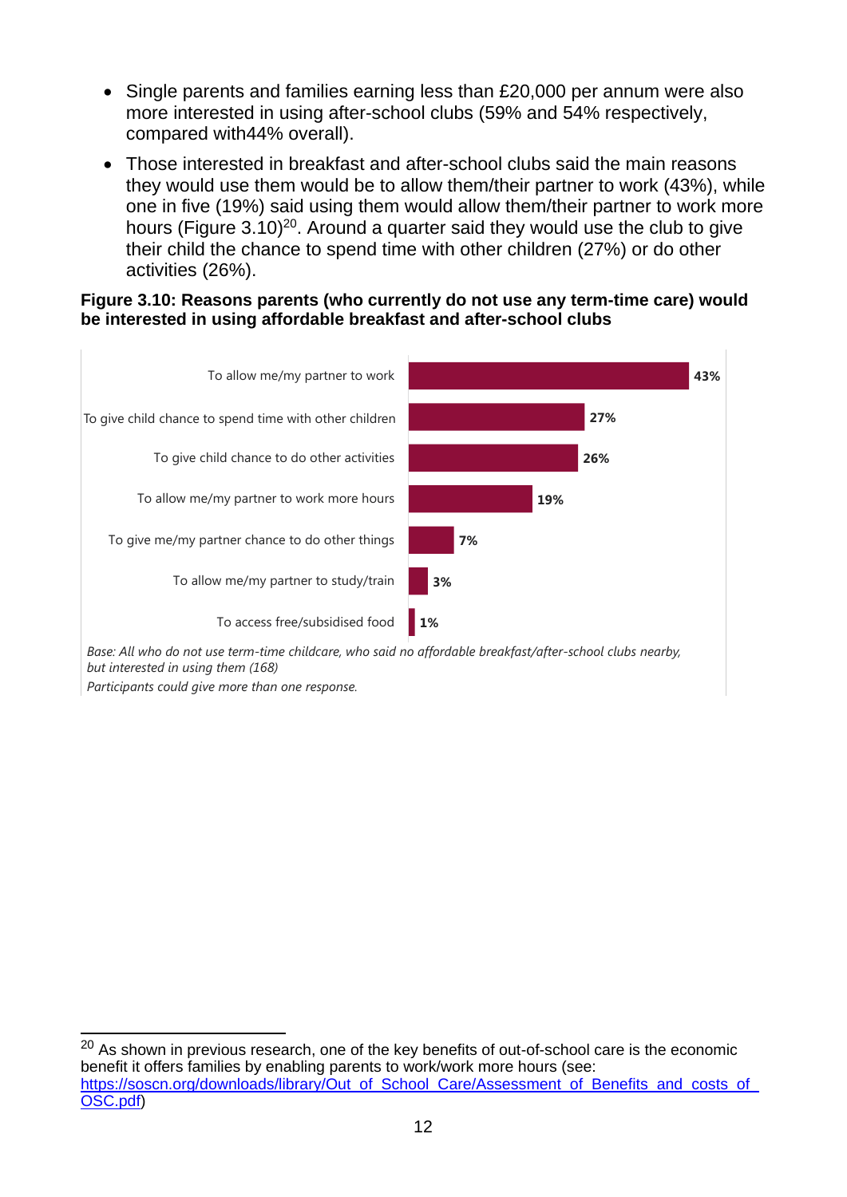- Single parents and families earning less than £20,000 per annum were also more interested in using after-school clubs (59% and 54% respectively, compared with44% overall).
- Those interested in breakfast and after-school clubs said the main reasons they would use them would be to allow them/their partner to work (43%), while one in five (19%) said using them would allow them/their partner to work more hours (Figure 3.10)[20]. Around a quarter said they would use the club to give their child the chance to spend time with other children (27%) or do other activities (26%).

**Figure 3.10: Reasons parents (who currently do not use any term-time care) would be interested in using affordable breakfast and after-school clubs**

| Reason | % |
|---|---|
| To allow me/my partner to work | 43% |
| To give child chance to spend time with other children | 27% |
| To give child chance to do other activities | 26% |
| To allow me/my partner to work more hours | 19% |
| To give me/my partner chance to do other things | 7% |
| To allow me/my partner to study/train | 3% |
| To access free/subsidised food | 1% |

*Base: All who do not use term-time childcare, who said no affordable breakfast/after-school clubs nearby, but interested in using them (168)*

*Participants could give more than one response.*

---

[20] As shown in previous research, one of the key benefits of out-of-school care is the economic benefit it offers families by enabling parents to work/work more hours (see: https://soscn.org/downloads/library/Out_of_School_Care/Assessment_of_Benefits_and_costs_of_OSC.pdf)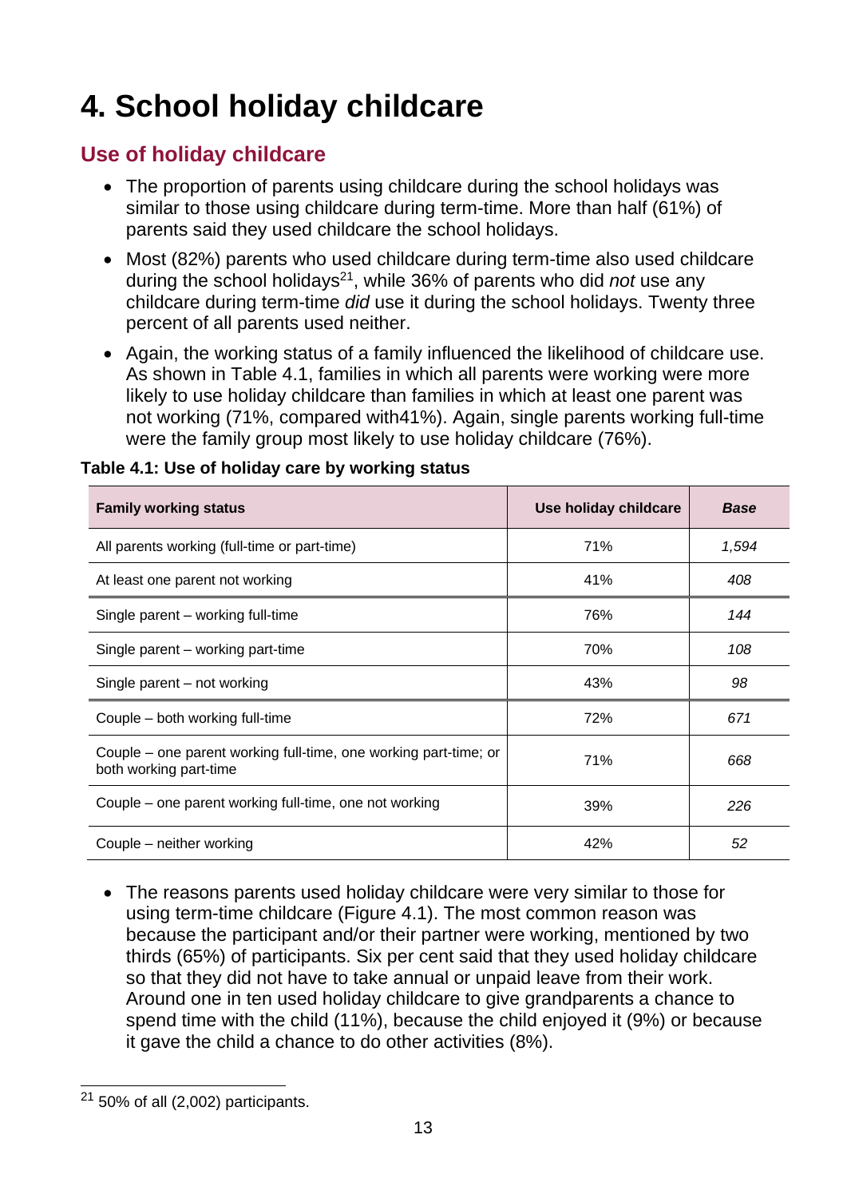# 4. School holiday childcare

## Use of holiday childcare

- The proportion of parents using childcare during the school holidays was similar to those using childcare during term-time. More than half (61%) of parents said they used childcare the school holidays.
- Most (82%) parents who used childcare during term-time also used childcare during the school holidays[21], while 36% of parents who did *not* use any childcare during term-time *did* use it during the school holidays. Twenty three percent of all parents used neither.
- Again, the working status of a family influenced the likelihood of childcare use. As shown in Table 4.1, families in which all parents were working were more likely to use holiday childcare than families in which at least one parent was not working (71%, compared with41%). Again, single parents working full-time were the family group most likely to use holiday childcare (76%).

**Table 4.1: Use of holiday care by working status**

| Family working status | Use holiday childcare | *Base* |
|---|---|---|
| All parents working (full-time or part-time) | 71% | *1,594* |
| At least one parent not working | 41% | *408* |
| Single parent – working full-time | 76% | *144* |
| Single parent – working part-time | 70% | *108* |
| Single parent – not working | 43% | *98* |
| Couple – both working full-time | 72% | *671* |
| Couple – one parent working full-time, one working part-time; or both working part-time | 71% | *668* |
| Couple – one parent working full-time, one not working | 39% | *226* |
| Couple – neither working | 42% | *52* |

- The reasons parents used holiday childcare were very similar to those for using term-time childcare (Figure 4.1). The most common reason was because the participant and/or their partner were working, mentioned by two thirds (65%) of participants. Six per cent said that they used holiday childcare so that they did not have to take annual or unpaid leave from their work. Around one in ten used holiday childcare to give grandparents a chance to spend time with the child (11%), because the child enjoyed it (9%) or because it gave the child a chance to do other activities (8%).

[21] 50% of all (2,002) participants.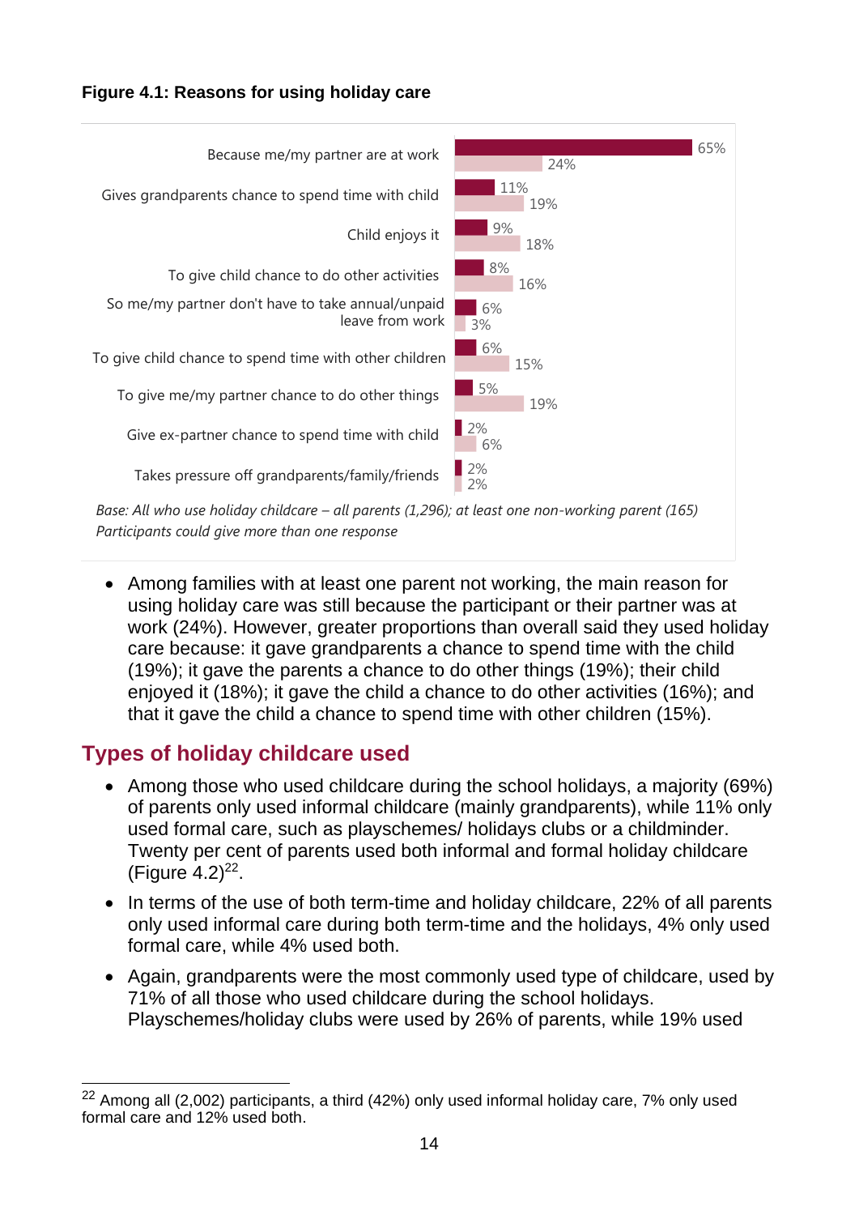**Figure 4.1: Reasons for using holiday care**

| Reason | All parents | At least one non-working parent |
| --- | --- | --- |
| Because me/my partner are at work | 65% | 24% |
| Gives grandparents chance to spend time with child | 11% | 19% |
| Child enjoys it | 9% | 18% |
| To give child chance to do other activities | 8% | 16% |
| So me/my partner don't have to take annual/unpaid leave from work | 6% | 3% |
| To give child chance to spend time with other children | 6% | 15% |
| To give me/my partner chance to do other things | 5% | 19% |
| Give ex-partner chance to spend time with child | 2% | 6% |
| Takes pressure off grandparents/family/friends | 2% | 2% |

*Base: All who use holiday childcare – all parents (1,296); at least one non-working parent (165)*
*Participants could give more than one response*

- Among families with at least one parent not working, the main reason for using holiday care was still because the participant or their partner was at work (24%). However, greater proportions than overall said they used holiday care because: it gave grandparents a chance to spend time with the child (19%); it gave the parents a chance to do other things (19%); their child enjoyed it (18%); it gave the child a chance to do other activities (16%); and that it gave the child a chance to spend time with other children (15%).

## Types of holiday childcare used

- Among those who used childcare during the school holidays, a majority (69%) of parents only used informal childcare (mainly grandparents), while 11% only used formal care, such as playschemes/ holidays clubs or a childminder. Twenty per cent of parents used both informal and formal holiday childcare (Figure 4.2)[22].
- In terms of the use of both term-time and holiday childcare, 22% of all parents only used informal care during both term-time and the holidays, 4% only used formal care, while 4% used both.
- Again, grandparents were the most commonly used type of childcare, used by 71% of all those who used childcare during the school holidays. Playschemes/holiday clubs were used by 26% of parents, while 19% used

[22] Among all (2,002) participants, a third (42%) only used informal holiday care, 7% only used formal care and 12% used both.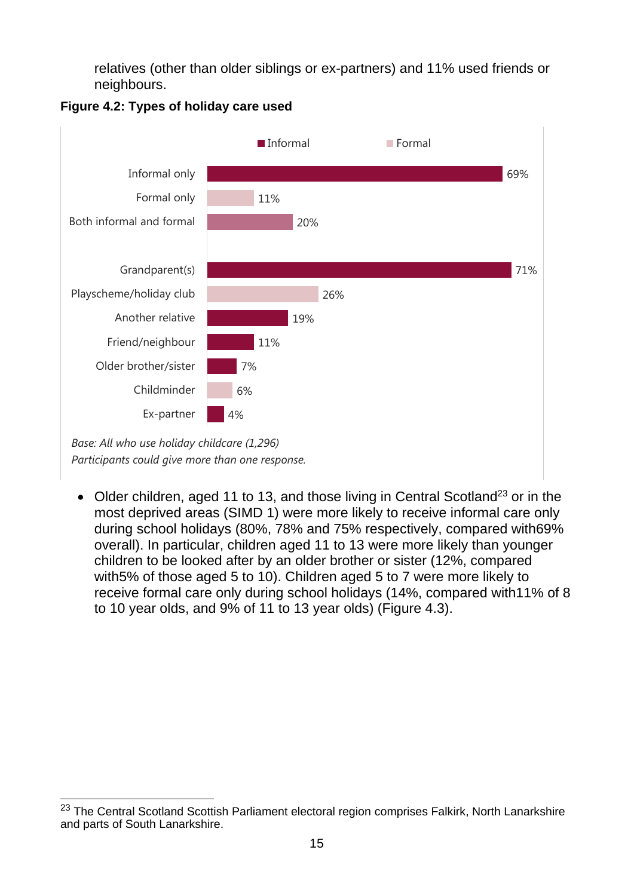relatives (other than older siblings or ex-partners) and 11% used friends or neighbours.

**Figure 4.2: Types of holiday care used**

| | Type | % |
|---|---|---|
| Informal only | Informal | 69% |
| Formal only | Formal | 11% |
| Both informal and formal | Both | 20% |
| Grandparent(s) | Informal | 71% |
| Playscheme/holiday club | Formal | 26% |
| Another relative | Informal | 19% |
| Friend/neighbour | Informal | 11% |
| Older brother/sister | Informal | 7% |
| Childminder | Formal | 6% |
| Ex-partner | Informal | 4% |

*Base: All who use holiday childcare (1,296)*
*Participants could give more than one response.*

- Older children, aged 11 to 13, and those living in Central Scotland[23] or in the most deprived areas (SIMD 1) were more likely to receive informal care only during school holidays (80%, 78% and 75% respectively, compared with69% overall). In particular, children aged 11 to 13 were more likely than younger children to be looked after by an older brother or sister (12%, compared with5% of those aged 5 to 10). Children aged 5 to 7 were more likely to receive formal care only during school holidays (14%, compared with11% of 8 to 10 year olds, and 9% of 11 to 13 year olds) (Figure 4.3).

[23] The Central Scotland Scottish Parliament electoral region comprises Falkirk, North Lanarkshire and parts of South Lanarkshire.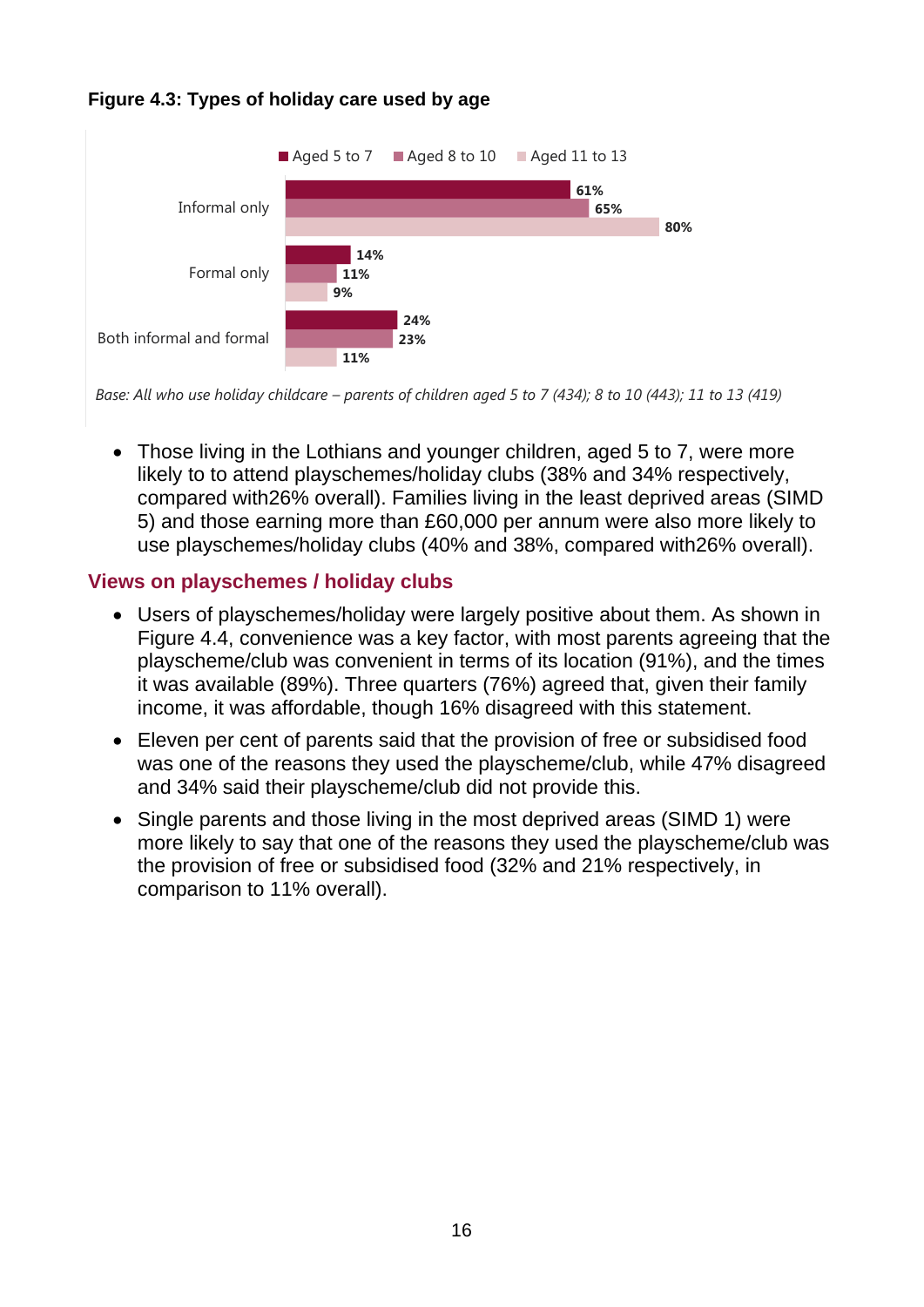**Figure 4.3: Types of holiday care used by age**

| | Aged 5 to 7 | Aged 8 to 10 | Aged 11 to 13 |
|---|---|---|---|
| Informal only | 61% | 65% | 80% |
| Formal only | 14% | 11% | 9% |
| Both informal and formal | 24% | 23% | 11% |

*Base: All who use holiday childcare – parents of children aged 5 to 7 (434); 8 to 10 (443); 11 to 13 (419)*

- Those living in the Lothians and younger children, aged 5 to 7, were more likely to to attend playschemes/holiday clubs (38% and 34% respectively, compared with26% overall). Families living in the least deprived areas (SIMD 5) and those earning more than £60,000 per annum were also more likely to use playschemes/holiday clubs (40% and 38%, compared with26% overall).

## Views on playschemes / holiday clubs

- Users of playschemes/holiday were largely positive about them. As shown in Figure 4.4, convenience was a key factor, with most parents agreeing that the playscheme/club was convenient in terms of its location (91%), and the times it was available (89%). Three quarters (76%) agreed that, given their family income, it was affordable, though 16% disagreed with this statement.
- Eleven per cent of parents said that the provision of free or subsidised food was one of the reasons they used the playscheme/club, while 47% disagreed and 34% said their playscheme/club did not provide this.
- Single parents and those living in the most deprived areas (SIMD 1) were more likely to say that one of the reasons they used the playscheme/club was the provision of free or subsidised food (32% and 21% respectively, in comparison to 11% overall).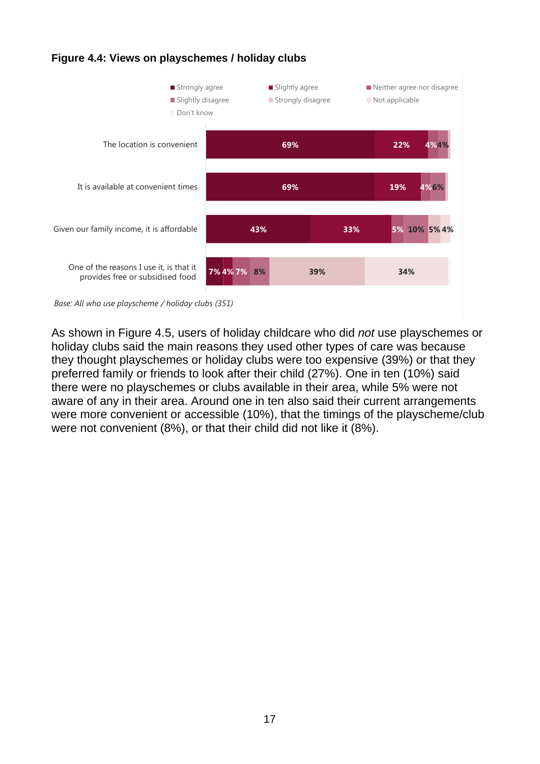**Figure 4.4: Views on playschemes / holiday clubs**

| | Strongly agree | Slightly agree | Neither agree nor disagree | Slightly disagree | Strongly disagree | Not applicable | Don't know |
|---|---|---|---|---|---|---|---|
| The location is convenient | 69% | 22% | 4% | 4% | | | |
| It is available at convenient times | 69% | 19% | 4% | 6% | | | |
| Given our family income, it is affordable | 43% | 33% | 5% | 10% | 5% | 4% | |
| One of the reasons I use it, is that it provides free or subsidised food | 7% | 4% | 7% | 8% | 39% | 34% | |

*Base: All who use playscheme / holiday clubs (351)*

As shown in Figure 4.5, users of holiday childcare who did *not* use playschemes or holiday clubs said the main reasons they used other types of care was because they thought playschemes or holiday clubs were too expensive (39%) or that they preferred family or friends to look after their child (27%). One in ten (10%) said there were no playschemes or clubs available in their area, while 5% were not aware of any in their area. Around one in ten also said their current arrangements were more convenient or accessible (10%), that the timings of the playscheme/club were not convenient (8%), or that their child did not like it (8%).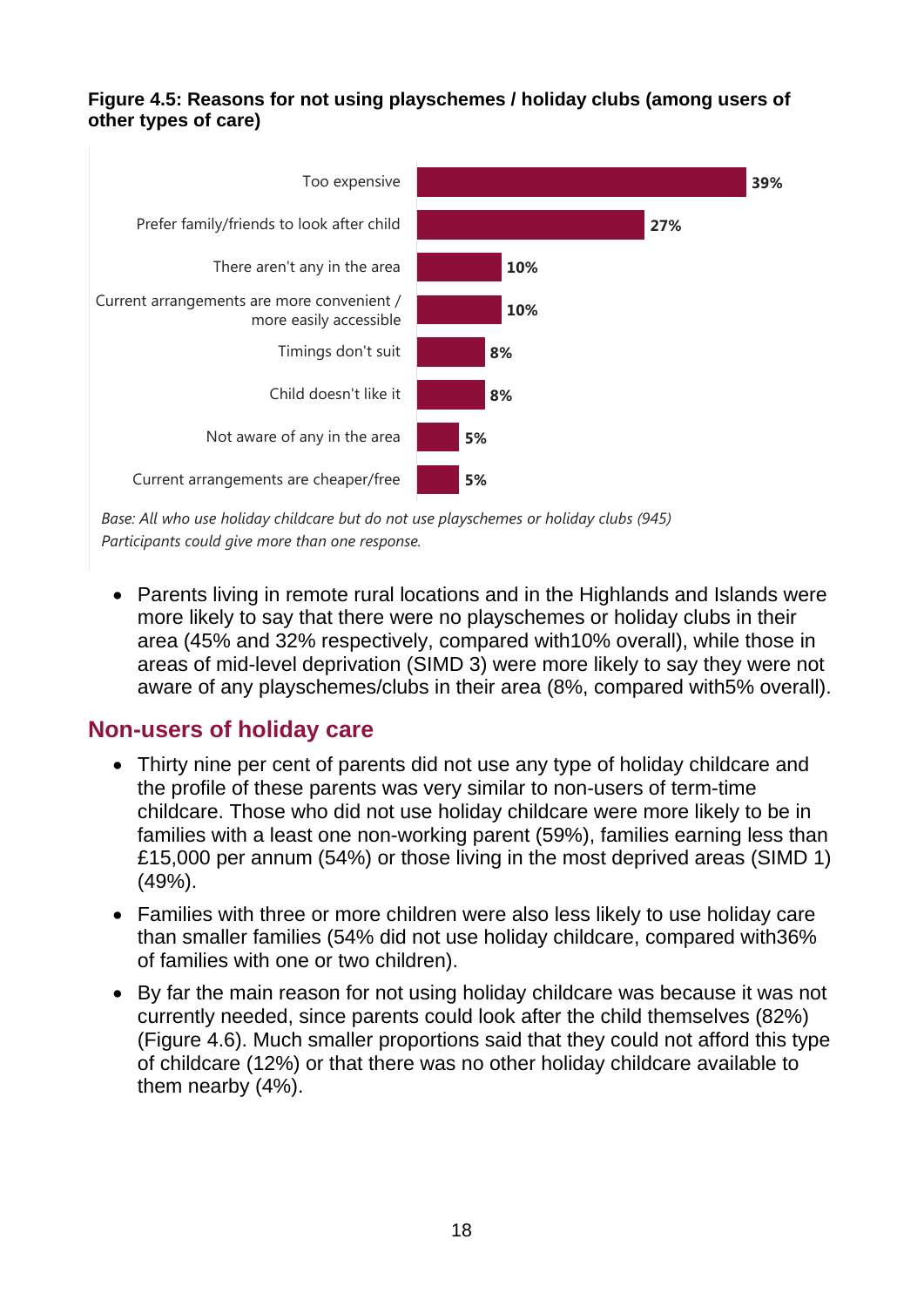**Figure 4.5: Reasons for not using playschemes / holiday clubs (among users of other types of care)**

| Reason | % |
|---|---|
| Too expensive | 39% |
| Prefer family/friends to look after child | 27% |
| There aren't any in the area | 10% |
| Current arrangements are more convenient / more easily accessible | 10% |
| Timings don't suit | 8% |
| Child doesn't like it | 8% |
| Not aware of any in the area | 5% |
| Current arrangements are cheaper/free | 5% |

*Base: All who use holiday childcare but do not use playschemes or holiday clubs (945)*
*Participants could give more than one response.*

- Parents living in remote rural locations and in the Highlands and Islands were more likely to say that there were no playschemes or holiday clubs in their area (45% and 32% respectively, compared with10% overall), while those in areas of mid-level deprivation (SIMD 3) were more likely to say they were not aware of any playschemes/clubs in their area (8%, compared with5% overall).

## Non-users of holiday care

- Thirty nine per cent of parents did not use any type of holiday childcare and the profile of these parents was very similar to non-users of term-time childcare. Those who did not use holiday childcare were more likely to be in families with a least one non-working parent (59%), families earning less than £15,000 per annum (54%) or those living in the most deprived areas (SIMD 1) (49%).
- Families with three or more children were also less likely to use holiday care than smaller families (54% did not use holiday childcare, compared with36% of families with one or two children).
- By far the main reason for not using holiday childcare was because it was not currently needed, since parents could look after the child themselves (82%) (Figure 4.6). Much smaller proportions said that they could not afford this type of childcare (12%) or that there was no other holiday childcare available to them nearby (4%).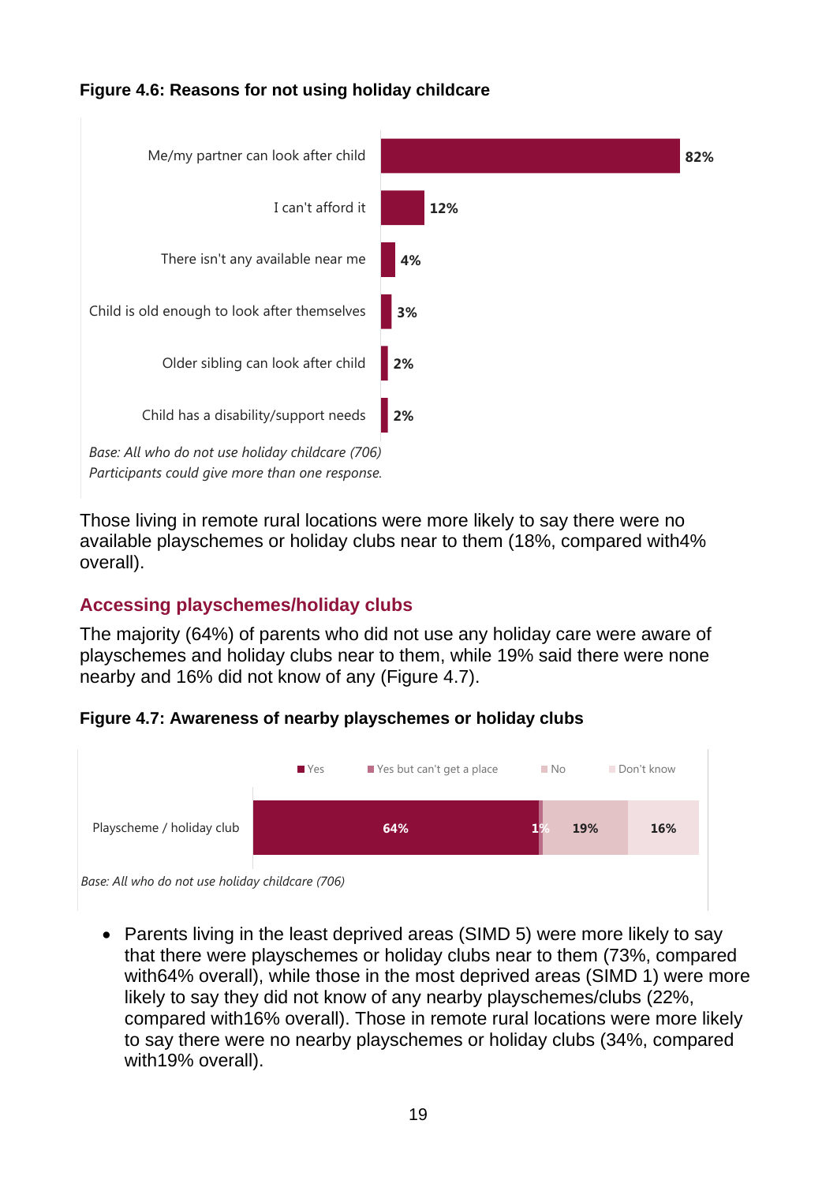**Figure 4.6: Reasons for not using holiday childcare**

| Reason | % |
|---|---|
| Me/my partner can look after child | 82% |
| I can't afford it | 12% |
| There isn't any available near me | 4% |
| Child is old enough to look after themselves | 3% |
| Older sibling can look after child | 2% |
| Child has a disability/support needs | 2% |

*Base: All who do not use holiday childcare (706)*
*Participants could give more than one response.*

Those living in remote rural locations were more likely to say there were no available playschemes or holiday clubs near to them (18%, compared with4% overall).

## Accessing playschemes/holiday clubs

The majority (64%) of parents who did not use any holiday care were aware of playschemes and holiday clubs near to them, while 19% said there were none nearby and 16% did not know of any (Figure 4.7).

**Figure 4.7: Awareness of nearby playschemes or holiday clubs**

| | Yes | Yes but can't get a place | No | Don't know |
|---|---|---|---|---|
| Playscheme / holiday club | 64% | 1% | 19% | 16% |

*Base: All who do not use holiday childcare (706)*

- Parents living in the least deprived areas (SIMD 5) were more likely to say that there were playschemes or holiday clubs near to them (73%, compared with64% overall), while those in the most deprived areas (SIMD 1) were more likely to say they did not know of any nearby playschemes/clubs (22%, compared with16% overall). Those in remote rural locations were more likely to say there were no nearby playschemes or holiday clubs (34%, compared with19% overall).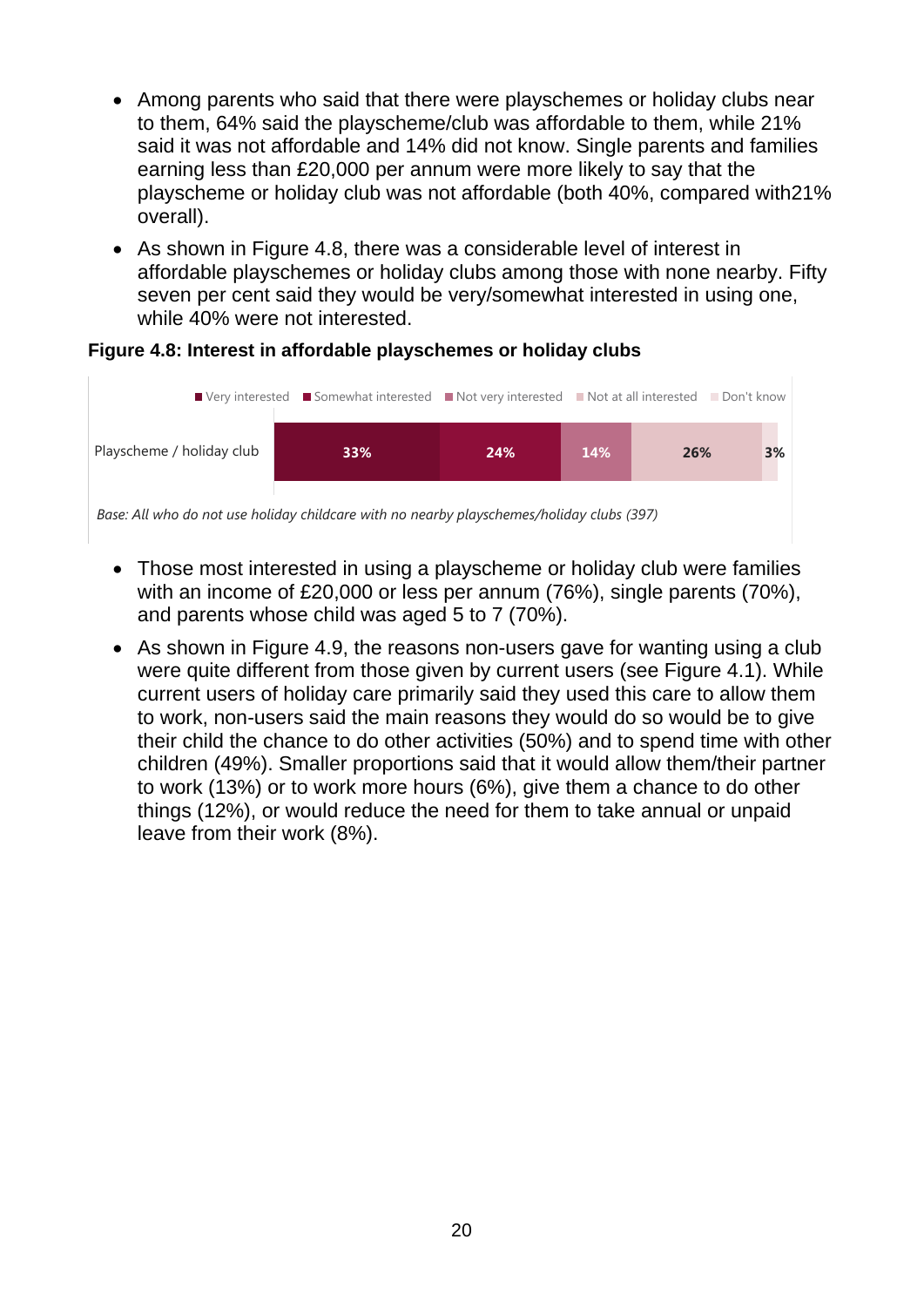- Among parents who said that there were playschemes or holiday clubs near to them, 64% said the playscheme/club was affordable to them, while 21% said it was not affordable and 14% did not know. Single parents and families earning less than £20,000 per annum were more likely to say that the playscheme or holiday club was not affordable (both 40%, compared with21% overall).
- As shown in Figure 4.8, there was a considerable level of interest in affordable playschemes or holiday clubs among those with none nearby. Fifty seven per cent said they would be very/somewhat interested in using one, while 40% were not interested.

**Figure 4.8: Interest in affordable playschemes or holiday clubs**

| | Very interested | Somewhat interested | Not very interested | Not at all interested | Don't know |
|---|---|---|---|---|---|
| Playscheme / holiday club | 33% | 24% | 14% | 26% | 3% |

*Base: All who do not use holiday childcare with no nearby playschemes/holiday clubs (397)*

- Those most interested in using a playscheme or holiday club were families with an income of £20,000 or less per annum (76%), single parents (70%), and parents whose child was aged 5 to 7 (70%).
- As shown in Figure 4.9, the reasons non-users gave for wanting using a club were quite different from those given by current users (see Figure 4.1). While current users of holiday care primarily said they used this care to allow them to work, non-users said the main reasons they would do so would be to give their child the chance to do other activities (50%) and to spend time with other children (49%). Smaller proportions said that it would allow them/their partner to work (13%) or to work more hours (6%), give them a chance to do other things (12%), or would reduce the need for them to take annual or unpaid leave from their work (8%).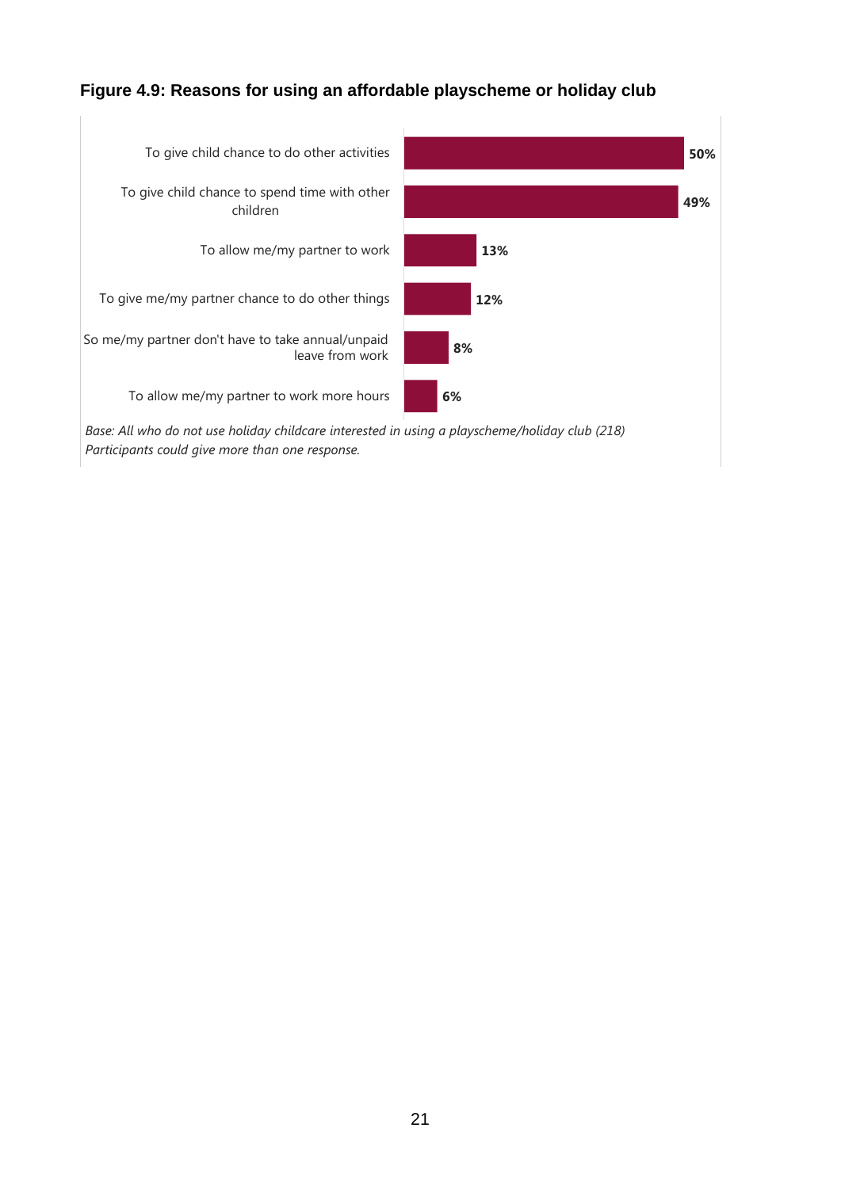**Figure 4.9: Reasons for using an affordable playscheme or holiday club**

| Reason | % |
|---|---|
| To give child chance to do other activities | 50% |
| To give child chance to spend time with other children | 49% |
| To allow me/my partner to work | 13% |
| To give me/my partner chance to do other things | 12% |
| So me/my partner don't have to take annual/unpaid leave from work | 8% |
| To allow me/my partner to work more hours | 6% |

*Base: All who do not use holiday childcare interested in using a playscheme/holiday club (218)*
*Participants could give more than one response.*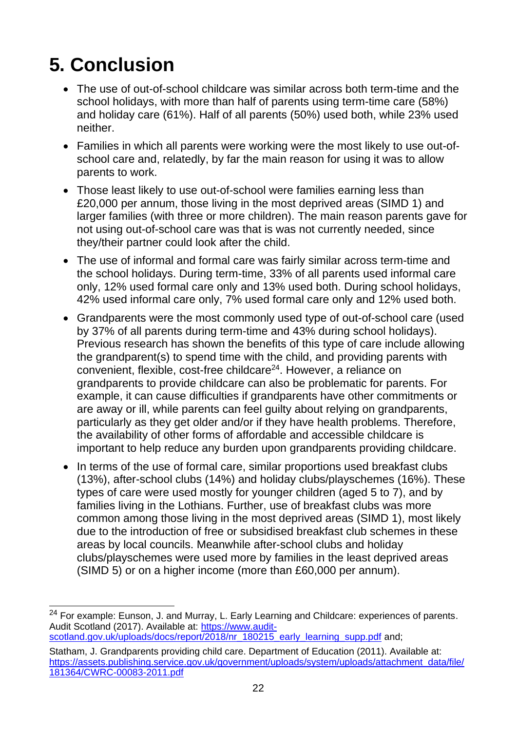# 5. Conclusion

- The use of out-of-school childcare was similar across both term-time and the school holidays, with more than half of parents using term-time care (58%) and holiday care (61%). Half of all parents (50%) used both, while 23% used neither.
- Families in which all parents were working were the most likely to use out-of-school care and, relatedly, by far the main reason for using it was to allow parents to work.
- Those least likely to use out-of-school were families earning less than £20,000 per annum, those living in the most deprived areas (SIMD 1) and larger families (with three or more children). The main reason parents gave for not using out-of-school care was that is was not currently needed, since they/their partner could look after the child.
- The use of informal and formal care was fairly similar across term-time and the school holidays. During term-time, 33% of all parents used informal care only, 12% used formal care only and 13% used both. During school holidays, 42% used informal care only, 7% used formal care only and 12% used both.
- Grandparents were the most commonly used type of out-of-school care (used by 37% of all parents during term-time and 43% during school holidays). Previous research has shown the benefits of this type of care include allowing the grandparent(s) to spend time with the child, and providing parents with convenient, flexible, cost-free childcare[24]. However, a reliance on grandparents to provide childcare can also be problematic for parents. For example, it can cause difficulties if grandparents have other commitments or are away or ill, while parents can feel guilty about relying on grandparents, particularly as they get older and/or if they have health problems. Therefore, the availability of other forms of affordable and accessible childcare is important to help reduce any burden upon grandparents providing childcare.
- In terms of the use of formal care, similar proportions used breakfast clubs (13%), after-school clubs (14%) and holiday clubs/playschemes (16%). These types of care were used mostly for younger children (aged 5 to 7), and by families living in the Lothians. Further, use of breakfast clubs was more common among those living in the most deprived areas (SIMD 1), most likely due to the introduction of free or subsidised breakfast club schemes in these areas by local councils. Meanwhile after-school clubs and holiday clubs/playschemes were used more by families in the least deprived areas (SIMD 5) or on a higher income (more than £60,000 per annum).

---

[24] For example: Eunson, J. and Murray, L. Early Learning and Childcare: experiences of parents. Audit Scotland (2017). Available at: https://www.audit-scotland.gov.uk/uploads/docs/report/2018/nr_180215_early_learning_supp.pdf and;

Statham, J. Grandparents providing child care. Department of Education (2011). Available at: https://assets.publishing.service.gov.uk/government/uploads/system/uploads/attachment_data/file/181364/CWRC-00083-2011.pdf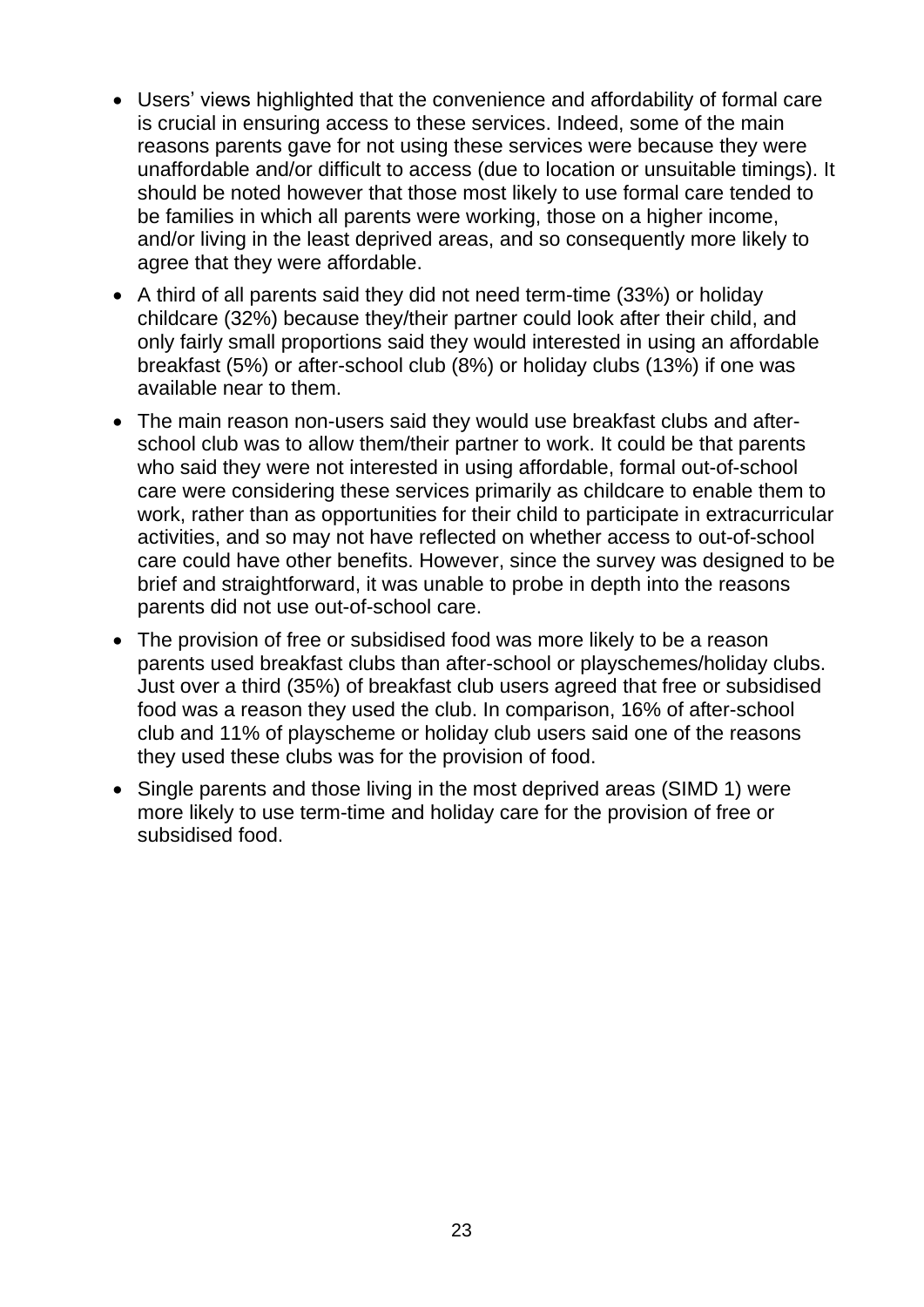- Users' views highlighted that the convenience and affordability of formal care is crucial in ensuring access to these services. Indeed, some of the main reasons parents gave for not using these services were because they were unaffordable and/or difficult to access (due to location or unsuitable timings). It should be noted however that those most likely to use formal care tended to be families in which all parents were working, those on a higher income, and/or living in the least deprived areas, and so consequently more likely to agree that they were affordable.
- A third of all parents said they did not need term-time (33%) or holiday childcare (32%) because they/their partner could look after their child, and only fairly small proportions said they would interested in using an affordable breakfast (5%) or after-school club (8%) or holiday clubs (13%) if one was available near to them.
- The main reason non-users said they would use breakfast clubs and after-school club was to allow them/their partner to work. It could be that parents who said they were not interested in using affordable, formal out-of-school care were considering these services primarily as childcare to enable them to work, rather than as opportunities for their child to participate in extracurricular activities, and so may not have reflected on whether access to out-of-school care could have other benefits. However, since the survey was designed to be brief and straightforward, it was unable to probe in depth into the reasons parents did not use out-of-school care.
- The provision of free or subsidised food was more likely to be a reason parents used breakfast clubs than after-school or playschemes/holiday clubs. Just over a third (35%) of breakfast club users agreed that free or subsidised food was a reason they used the club. In comparison, 16% of after-school club and 11% of playscheme or holiday club users said one of the reasons they used these clubs was for the provision of food.
- Single parents and those living in the most deprived areas (SIMD 1) were more likely to use term-time and holiday care for the provision of free or subsidised food.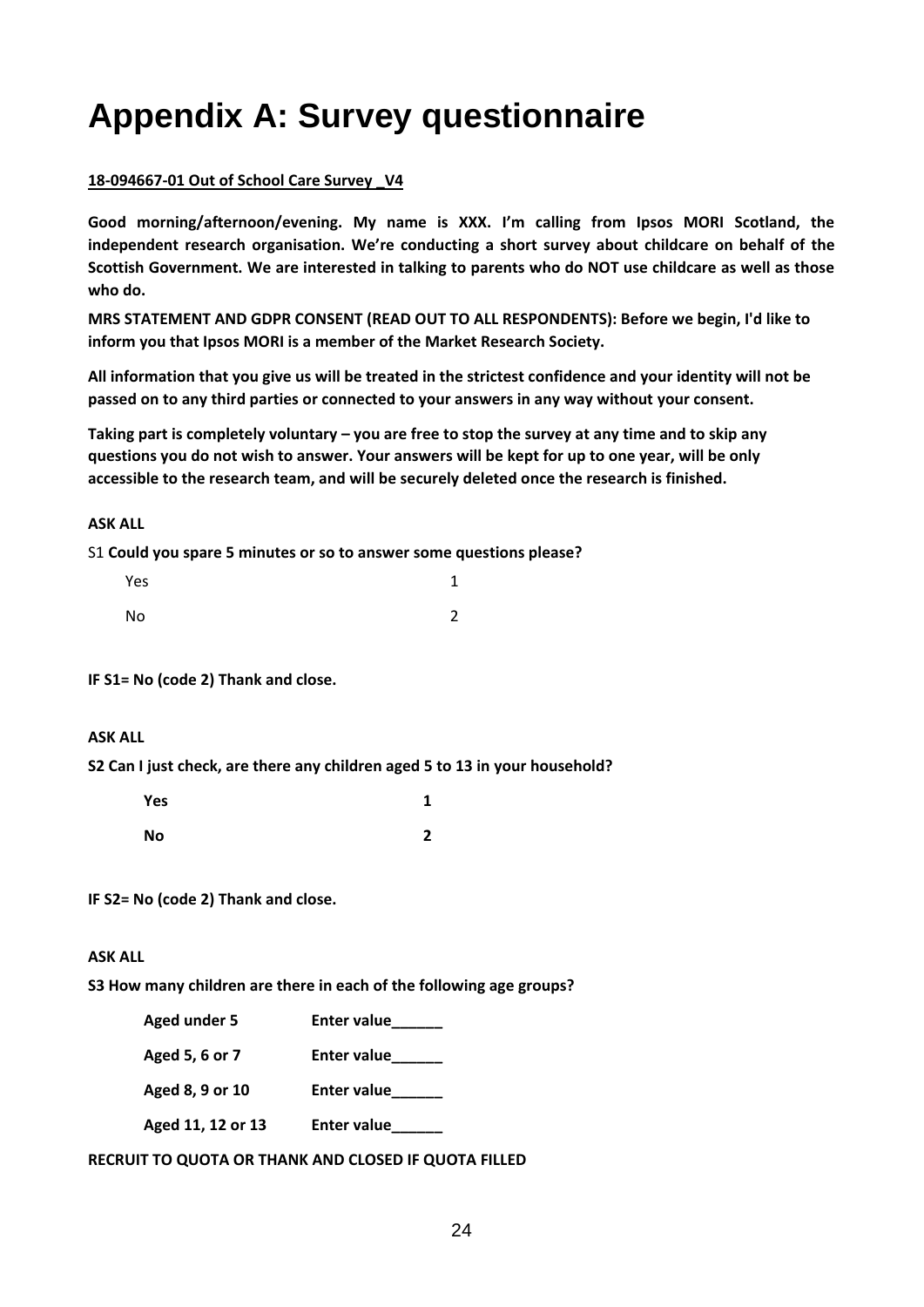# Appendix A: Survey questionnaire

**18-094667-01 Out of School Care Survey _V4**

**Good morning/afternoon/evening. My name is XXX. I'm calling from Ipsos MORI Scotland, the independent research organisation. We're conducting a short survey about childcare on behalf of the Scottish Government. We are interested in talking to parents who do NOT use childcare as well as those who do.**

**MRS STATEMENT AND GDPR CONSENT (READ OUT TO ALL RESPONDENTS): Before we begin, I'd like to inform you that Ipsos MORI is a member of the Market Research Society.**

**All information that you give us will be treated in the strictest confidence and your identity will not be passed on to any third parties or connected to your answers in any way without your consent.**

**Taking part is completely voluntary – you are free to stop the survey at any time and to skip any questions you do not wish to answer. Your answers will be kept for up to one year, will be only accessible to the research team, and will be securely deleted once the research is finished.**

**ASK ALL**

S1 **Could you spare 5 minutes or so to answer some questions please?**

| | |
|---|---|
| Yes | 1 |
| No | 2 |

**IF S1= No (code 2) Thank and close.**

**ASK ALL**

**S2 Can I just check, are there any children aged 5 to 13 in your household?**

| | |
|---|---|
| **Yes** | **1** |
| **No** | **2** |

**IF S2= No (code 2) Thank and close.**

**ASK ALL**

**S3 How many children are there in each of the following age groups?**

| | |
|---|---|
| **Aged under 5** | **Enter value______** |
| **Aged 5, 6 or 7** | **Enter value______** |
| **Aged 8, 9 or 10** | **Enter value______** |
| **Aged 11, 12 or 13** | **Enter value______** |

**RECRUIT TO QUOTA OR THANK AND CLOSED IF QUOTA FILLED**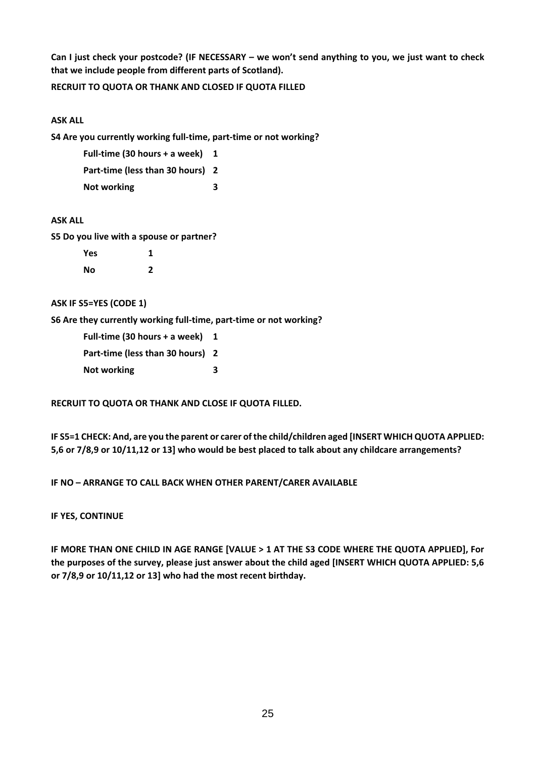**Can I just check your postcode? (IF NECESSARY – we won't send anything to you, we just want to check that we include people from different parts of Scotland).**

**RECRUIT TO QUOTA OR THANK AND CLOSED IF QUOTA FILLED**

**ASK ALL**

**S4 Are you currently working full-time, part-time or not working?**

| | |
|---|---|
| **Full-time (30 hours + a week)** | **1** |
| **Part-time (less than 30 hours)** | **2** |
| **Not working** | **3** |

**ASK ALL**

**S5 Do you live with a spouse or partner?**

| | |
|---|---|
| **Yes** | **1** |
| **No** | **2** |

**ASK IF S5=YES (CODE 1)**

**S6 Are they currently working full-time, part-time or not working?**

| | |
|---|---|
| **Full-time (30 hours + a week)** | **1** |
| **Part-time (less than 30 hours)** | **2** |
| **Not working** | **3** |

**RECRUIT TO QUOTA OR THANK AND CLOSE IF QUOTA FILLED.**

**IF S5=1 CHECK: And, are you the parent or carer of the child/children aged [INSERT WHICH QUOTA APPLIED: 5,6 or 7/8,9 or 10/11,12 or 13] who would be best placed to talk about any childcare arrangements?**

**IF NO – ARRANGE TO CALL BACK WHEN OTHER PARENT/CARER AVAILABLE**

**IF YES, CONTINUE**

**IF MORE THAN ONE CHILD IN AGE RANGE [VALUE > 1 AT THE S3 CODE WHERE THE QUOTA APPLIED], For the purposes of the survey, please just answer about the child aged [INSERT WHICH QUOTA APPLIED: 5,6 or 7/8,9 or 10/11,12 or 13] who had the most recent birthday.**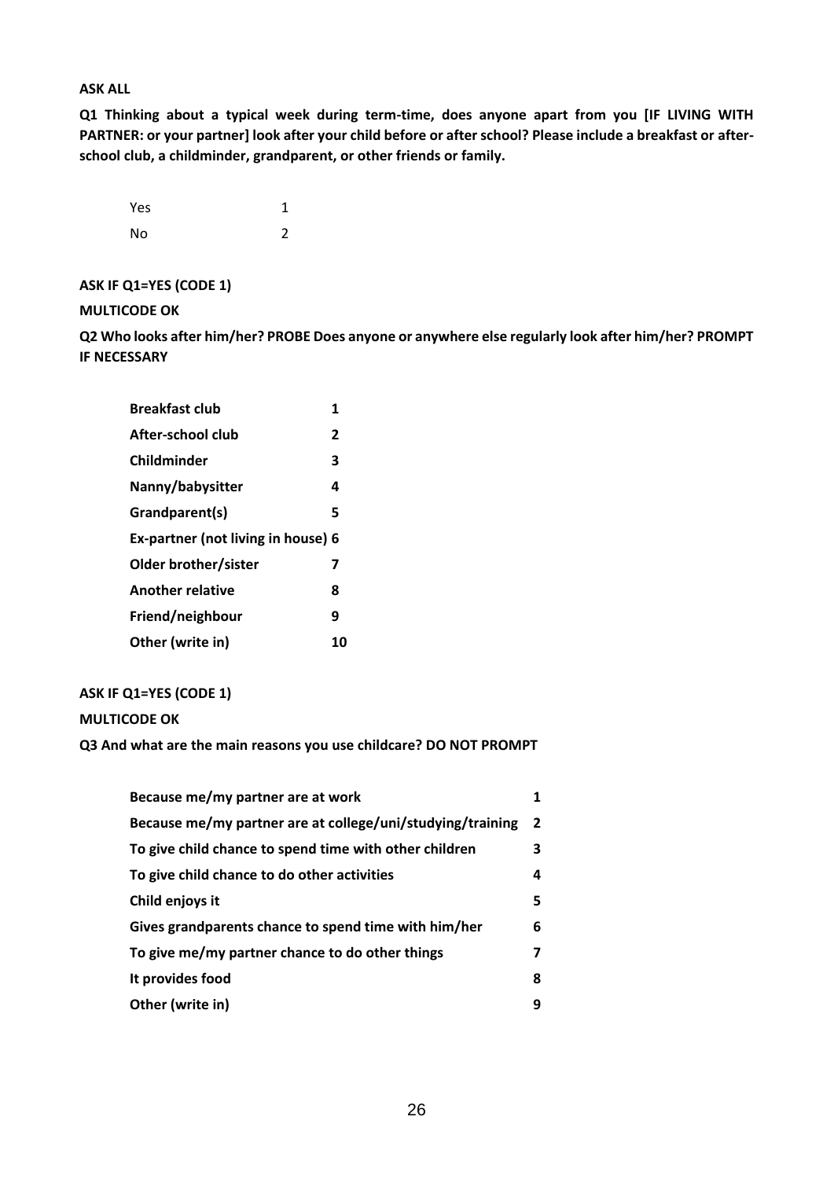**ASK ALL**

**Q1 Thinking about a typical week during term-time, does anyone apart from you [IF LIVING WITH PARTNER: or your partner] look after your child before or after school? Please include a breakfast or after-school club, a childminder, grandparent, or other friends or family.**

| | |
|---|---|
| Yes | 1 |
| No | 2 |

**ASK IF Q1=YES (CODE 1)**

**MULTICODE OK**

**Q2 Who looks after him/her? PROBE Does anyone or anywhere else regularly look after him/her? PROMPT IF NECESSARY**

| | |
|---|---|
| **Breakfast club** | **1** |
| **After-school club** | **2** |
| **Childminder** | **3** |
| **Nanny/babysitter** | **4** |
| **Grandparent(s)** | **5** |
| **Ex-partner (not living in house)** | **6** |
| **Older brother/sister** | **7** |
| **Another relative** | **8** |
| **Friend/neighbour** | **9** |
| **Other (write in)** | **10** |

**ASK IF Q1=YES (CODE 1)**

**MULTICODE OK**

**Q3 And what are the main reasons you use childcare? DO NOT PROMPT**

| | |
|---|---|
| **Because me/my partner are at work** | **1** |
| **Because me/my partner are at college/uni/studying/training** | **2** |
| **To give child chance to spend time with other children** | **3** |
| **To give child chance to do other activities** | **4** |
| **Child enjoys it** | **5** |
| **Gives grandparents chance to spend time with him/her** | **6** |
| **To give me/my partner chance to do other things** | **7** |
| **It provides food** | **8** |
| **Other (write in)** | **9** |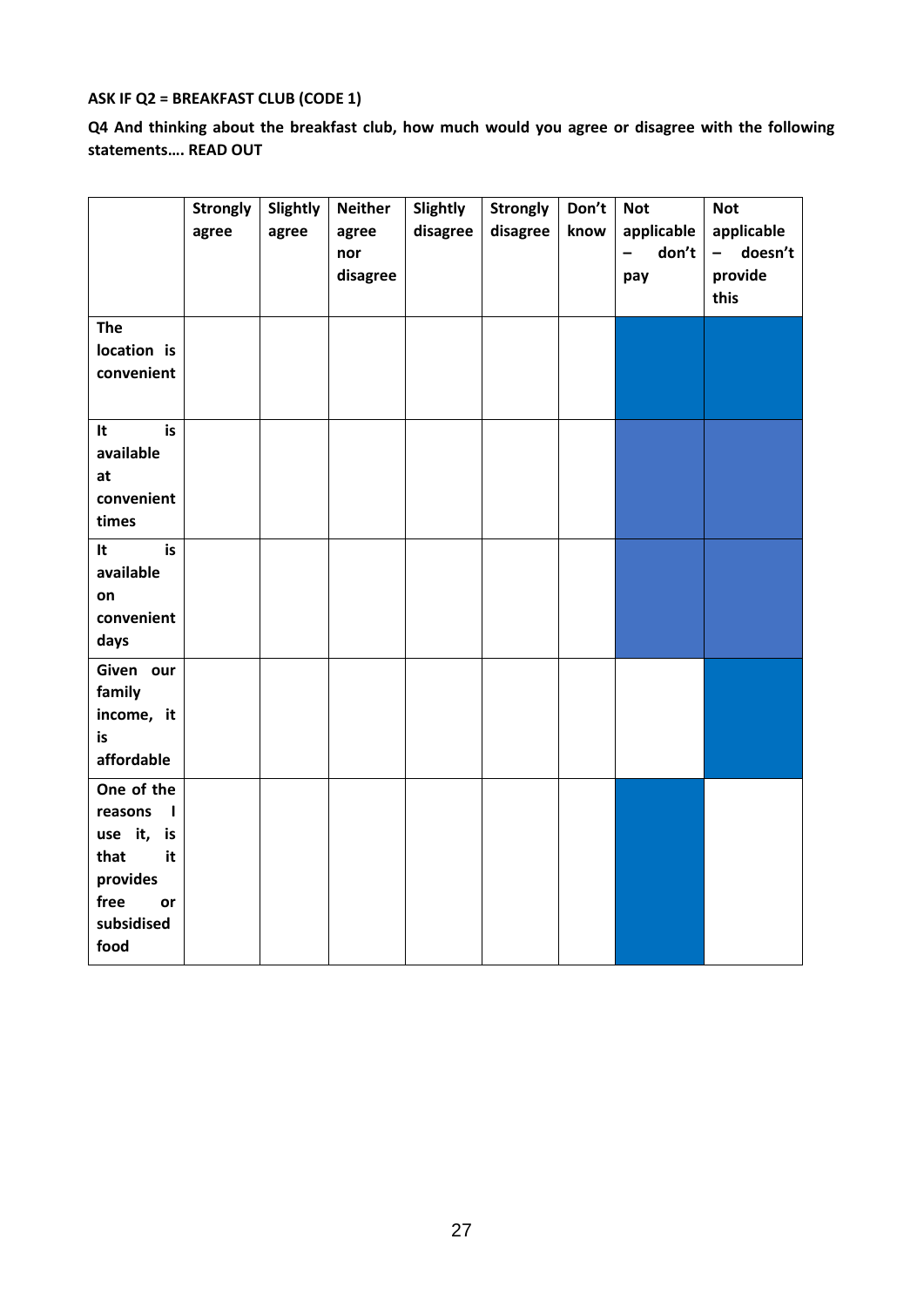**ASK IF Q2 = BREAKFAST CLUB (CODE 1)**

**Q4 And thinking about the breakfast club, how much would you agree or disagree with the following statements…. READ OUT**

| | Strongly agree | Slightly agree | Neither agree nor disagree | Slightly disagree | Strongly disagree | Don't know | Not applicable – don't pay | Not applicable – doesn't provide this |
|---|---|---|---|---|---|---|---|---|
| **The location is convenient** | | | | | | | | |
| **It is available at convenient times** | | | | | | | | |
| **It is available on convenient days** | | | | | | | | |
| **Given our family income, it is affordable** | | | | | | | | |
| **One of the reasons I use it, is that it provides free or subsidised food** | | | | | | | | |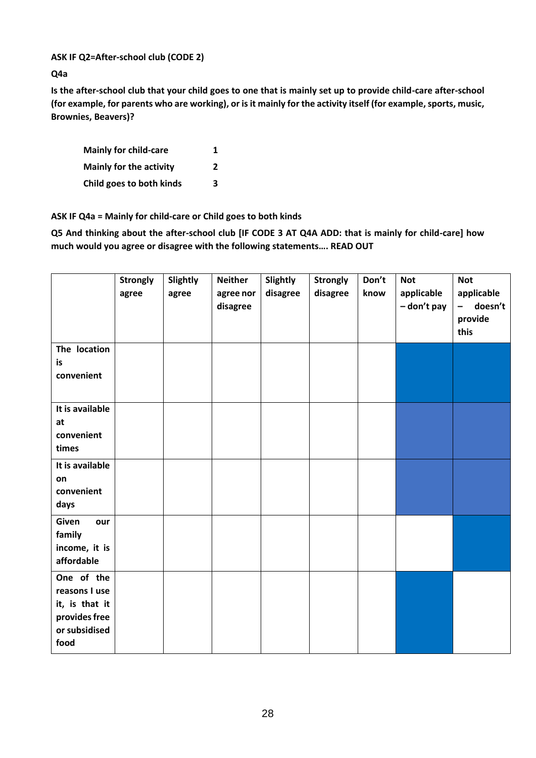**ASK IF Q2=After-school club (CODE 2)**

**Q4a**

**Is the after-school club that your child goes to one that is mainly set up to provide child-care after-school (for example, for parents who are working), or is it mainly for the activity itself (for example, sports, music, Brownies, Beavers)?**

| | |
|---|---|
| **Mainly for child-care** | **1** |
| **Mainly for the activity** | **2** |
| **Child goes to both kinds** | **3** |

**ASK IF Q4a = Mainly for child-care or Child goes to both kinds**

**Q5 And thinking about the after-school club [IF CODE 3 AT Q4A ADD: that is mainly for child-care] how much would you agree or disagree with the following statements…. READ OUT**

| | Strongly agree | Slightly agree | Neither agree nor disagree | Slightly disagree | Strongly disagree | Don't know | Not applicable – don't pay | Not applicable – doesn't provide this |
|---|---|---|---|---|---|---|---|---|
| **The location is convenient** | | | | | | | | |
| **It is available at convenient times** | | | | | | | | |
| **It is available on convenient days** | | | | | | | | |
| **Given our family income, it is affordable** | | | | | | | | |
| **One of the reasons I use it, is that it provides free or subsidised food** | | | | | | | | |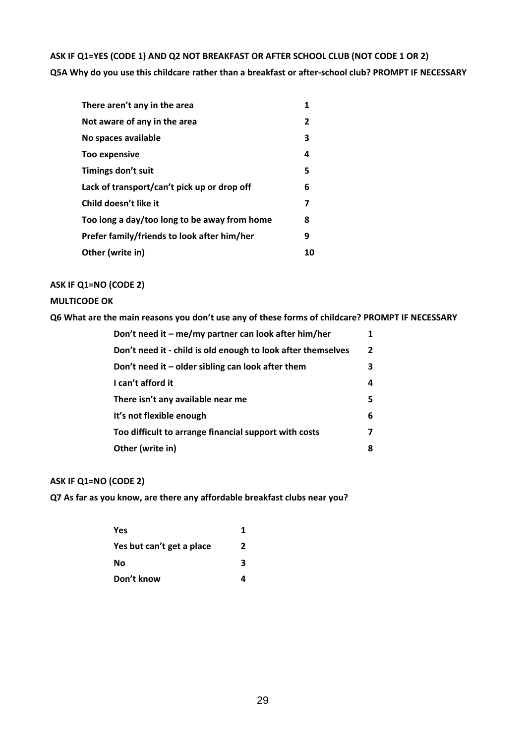**ASK IF Q1=YES (CODE 1) AND Q2 NOT BREAKFAST OR AFTER SCHOOL CLUB (NOT CODE 1 OR 2)**

**Q5A Why do you use this childcare rather than a breakfast or after-school club? PROMPT IF NECESSARY**

| | |
|---|---|
| **There aren't any in the area** | **1** |
| **Not aware of any in the area** | **2** |
| **No spaces available** | **3** |
| **Too expensive** | **4** |
| **Timings don't suit** | **5** |
| **Lack of transport/can't pick up or drop off** | **6** |
| **Child doesn't like it** | **7** |
| **Too long a day/too long to be away from home** | **8** |
| **Prefer family/friends to look after him/her** | **9** |
| **Other (write in)** | **10** |

**ASK IF Q1=NO (CODE 2)**

**MULTICODE OK**

**Q6 What are the main reasons you don't use any of these forms of childcare? PROMPT IF NECESSARY**

| | |
|---|---|
| **Don't need it – me/my partner can look after him/her** | **1** |
| **Don't need it - child is old enough to look after themselves** | **2** |
| **Don't need it – older sibling can look after them** | **3** |
| **I can't afford it** | **4** |
| **There isn't any available near me** | **5** |
| **It's not flexible enough** | **6** |
| **Too difficult to arrange financial support with costs** | **7** |
| **Other (write in)** | **8** |

**ASK IF Q1=NO (CODE 2)**

**Q7 As far as you know, are there any affordable breakfast clubs near you?**

| | |
|---|---|
| **Yes** | **1** |
| **Yes but can't get a place** | **2** |
| **No** | **3** |
| **Don't know** | **4** |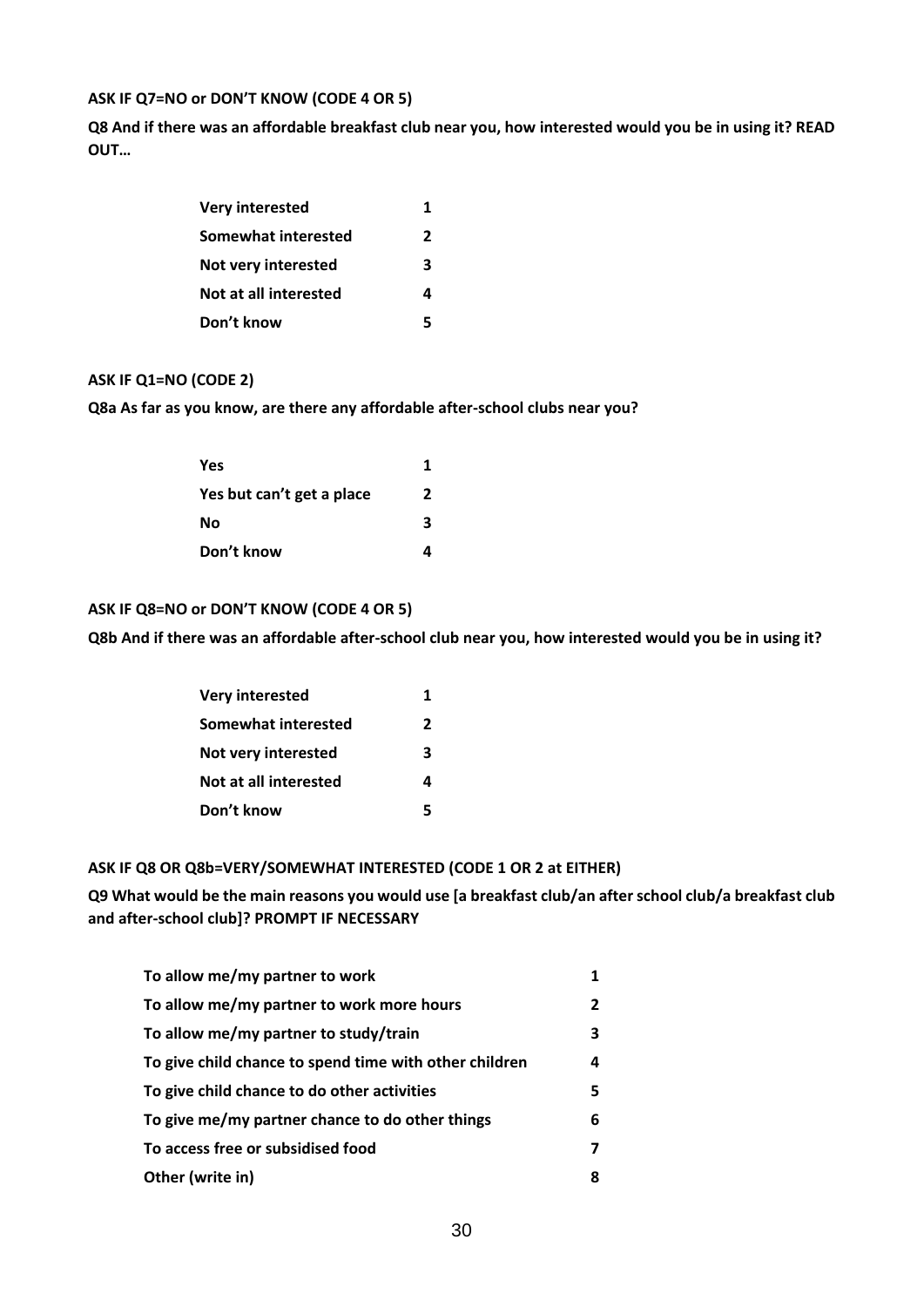**ASK IF Q7=NO or DON'T KNOW (CODE 4 OR 5)**

**Q8 And if there was an affordable breakfast club near you, how interested would you be in using it? READ OUT…**

| | |
|---|---|
| Very interested | 1 |
| Somewhat interested | 2 |
| Not very interested | 3 |
| Not at all interested | 4 |
| Don't know | 5 |

**ASK IF Q1=NO (CODE 2)**

**Q8a As far as you know, are there any affordable after-school clubs near you?**

| | |
|---|---|
| Yes | 1 |
| Yes but can't get a place | 2 |
| No | 3 |
| Don't know | 4 |

**ASK IF Q8=NO or DON'T KNOW (CODE 4 OR 5)**

**Q8b And if there was an affordable after-school club near you, how interested would you be in using it?**

| | |
|---|---|
| Very interested | 1 |
| Somewhat interested | 2 |
| Not very interested | 3 |
| Not at all interested | 4 |
| Don't know | 5 |

**ASK IF Q8 OR Q8b=VERY/SOMEWHAT INTERESTED (CODE 1 OR 2 at EITHER)**

**Q9 What would be the main reasons you would use [a breakfast club/an after school club/a breakfast club and after-school club]? PROMPT IF NECESSARY**

| | |
|---|---|
| To allow me/my partner to work | 1 |
| To allow me/my partner to work more hours | 2 |
| To allow me/my partner to study/train | 3 |
| To give child chance to spend time with other children | 4 |
| To give child chance to do other activities | 5 |
| To give me/my partner chance to do other things | 6 |
| To access free or subsidised food | 7 |
| Other (write in) | 8 |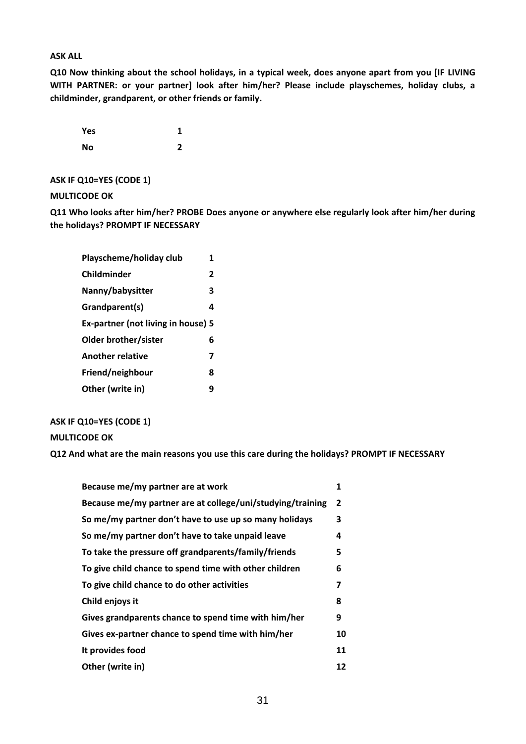**ASK ALL**

**Q10 Now thinking about the school holidays, in a typical week, does anyone apart from you [IF LIVING WITH PARTNER: or your partner] look after him/her? Please include playschemes, holiday clubs, a childminder, grandparent, or other friends or family.**

| | |
|---|---|
| **Yes** | **1** |
| **No** | **2** |

**ASK IF Q10=YES (CODE 1)**

**MULTICODE OK**

**Q11 Who looks after him/her? PROBE Does anyone or anywhere else regularly look after him/her during the holidays? PROMPT IF NECESSARY**

| | |
|---|---|
| **Playscheme/holiday club** | **1** |
| **Childminder** | **2** |
| **Nanny/babysitter** | **3** |
| **Grandparent(s)** | **4** |
| **Ex-partner (not living in house)** | **5** |
| **Older brother/sister** | **6** |
| **Another relative** | **7** |
| **Friend/neighbour** | **8** |
| **Other (write in)** | **9** |

**ASK IF Q10=YES (CODE 1)**

**MULTICODE OK**

**Q12 And what are the main reasons you use this care during the holidays? PROMPT IF NECESSARY**

| | |
|---|---|
| **Because me/my partner are at work** | **1** |
| **Because me/my partner are at college/uni/studying/training** | **2** |
| **So me/my partner don't have to use up so many holidays** | **3** |
| **So me/my partner don't have to take unpaid leave** | **4** |
| **To take the pressure off grandparents/family/friends** | **5** |
| **To give child chance to spend time with other children** | **6** |
| **To give child chance to do other activities** | **7** |
| **Child enjoys it** | **8** |
| **Gives grandparents chance to spend time with him/her** | **9** |
| **Gives ex-partner chance to spend time with him/her** | **10** |
| **It provides food** | **11** |
| **Other (write in)** | **12** |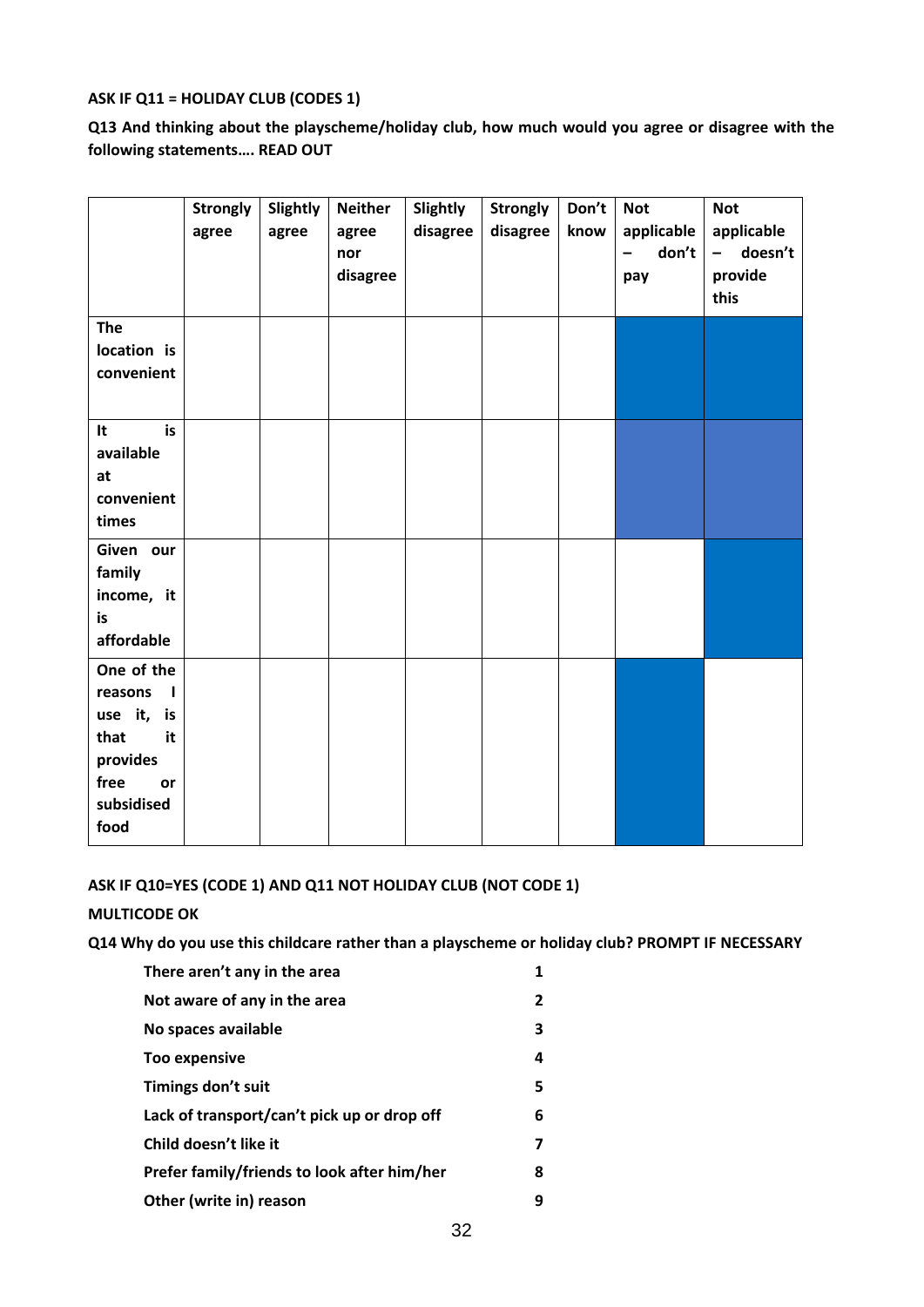**ASK IF Q11 = HOLIDAY CLUB (CODES 1)**

**Q13 And thinking about the playscheme/holiday club, how much would you agree or disagree with the following statements…. READ OUT**

| | Strongly agree | Slightly agree | Neither agree nor disagree | Slightly disagree | Strongly disagree | Don't know | Not applicable – don't pay | Not applicable – doesn't provide this |
|---|---|---|---|---|---|---|---|---|
| The location is convenient | | | | | | | | |
| It is available at convenient times | | | | | | | | |
| Given our family income, it is affordable | | | | | | | | |
| One of the reasons I use it, is that it provides free or subsidised food | | | | | | | | |

**ASK IF Q10=YES (CODE 1) AND Q11 NOT HOLIDAY CLUB (NOT CODE 1)**

**MULTICODE OK**

**Q14 Why do you use this childcare rather than a playscheme or holiday club? PROMPT IF NECESSARY**

| | |
|---|---|
| There aren't any in the area | 1 |
| Not aware of any in the area | 2 |
| No spaces available | 3 |
| Too expensive | 4 |
| Timings don't suit | 5 |
| Lack of transport/can't pick up or drop off | 6 |
| Child doesn't like it | 7 |
| Prefer family/friends to look after him/her | 8 |
| Other (write in) reason | 9 |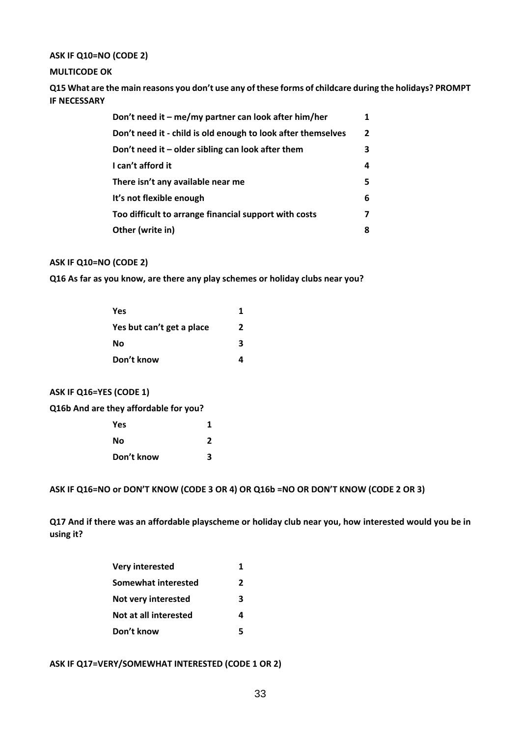**ASK IF Q10=NO (CODE 2)**

**MULTICODE OK**

**Q15 What are the main reasons you don't use any of these forms of childcare during the holidays? PROMPT IF NECESSARY**

| | |
|---|---|
| Don't need it – me/my partner can look after him/her | 1 |
| Don't need it - child is old enough to look after themselves | 2 |
| Don't need it – older sibling can look after them | 3 |
| I can't afford it | 4 |
| There isn't any available near me | 5 |
| It's not flexible enough | 6 |
| Too difficult to arrange financial support with costs | 7 |
| Other (write in) | 8 |

**ASK IF Q10=NO (CODE 2)**

**Q16 As far as you know, are there any play schemes or holiday clubs near you?**

| | |
|---|---|
| Yes | 1 |
| Yes but can't get a place | 2 |
| No | 3 |
| Don't know | 4 |

**ASK IF Q16=YES (CODE 1)**

**Q16b And are they affordable for you?**

| | |
|---|---|
| Yes | 1 |
| No | 2 |
| Don't know | 3 |

**ASK IF Q16=NO or DON'T KNOW (CODE 3 OR 4) OR Q16b =NO OR DON'T KNOW (CODE 2 OR 3)**

**Q17 And if there was an affordable playscheme or holiday club near you, how interested would you be in using it?**

| | |
|---|---|
| Very interested | 1 |
| Somewhat interested | 2 |
| Not very interested | 3 |
| Not at all interested | 4 |
| Don't know | 5 |

**ASK IF Q17=VERY/SOMEWHAT INTERESTED (CODE 1 OR 2)**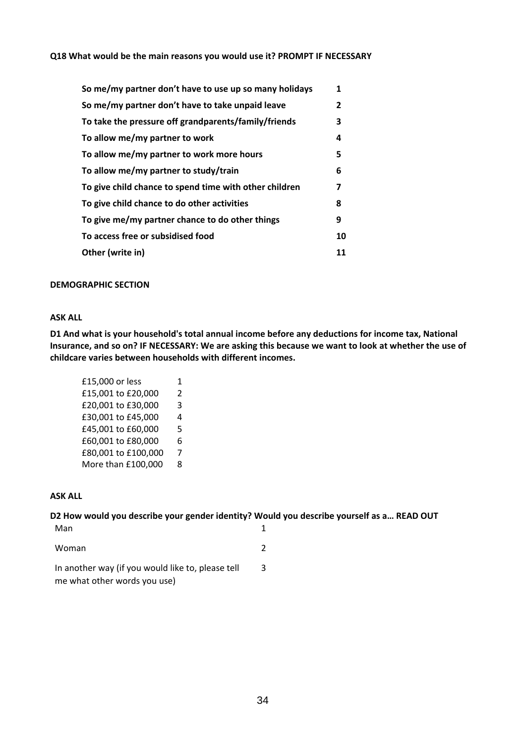**Q18 What would be the main reasons you would use it? PROMPT IF NECESSARY**

| | |
|---|---|
| **So me/my partner don't have to use up so many holidays** | **1** |
| **So me/my partner don't have to take unpaid leave** | **2** |
| **To take the pressure off grandparents/family/friends** | **3** |
| **To allow me/my partner to work** | **4** |
| **To allow me/my partner to work more hours** | **5** |
| **To allow me/my partner to study/train** | **6** |
| **To give child chance to spend time with other children** | **7** |
| **To give child chance to do other activities** | **8** |
| **To give me/my partner chance to do other things** | **9** |
| **To access free or subsidised food** | **10** |
| **Other (write in)** | **11** |

**DEMOGRAPHIC SECTION**

**ASK ALL**

**D1 And what is your household's total annual income before any deductions for income tax, National Insurance, and so on? IF NECESSARY: We are asking this because we want to look at whether the use of childcare varies between households with different incomes.**

| | |
|---|---|
| £15,000 or less | 1 |
| £15,001 to £20,000 | 2 |
| £20,001 to £30,000 | 3 |
| £30,001 to £45,000 | 4 |
| £45,001 to £60,000 | 5 |
| £60,001 to £80,000 | 6 |
| £80,001 to £100,000 | 7 |
| More than £100,000 | 8 |

**ASK ALL**

**D2 How would you describe your gender identity? Would you describe yourself as a… READ OUT**

| | |
|---|---|
| Man | 1 |
| Woman | 2 |
| In another way (if you would like to, please tell me what other words you use) | 3 |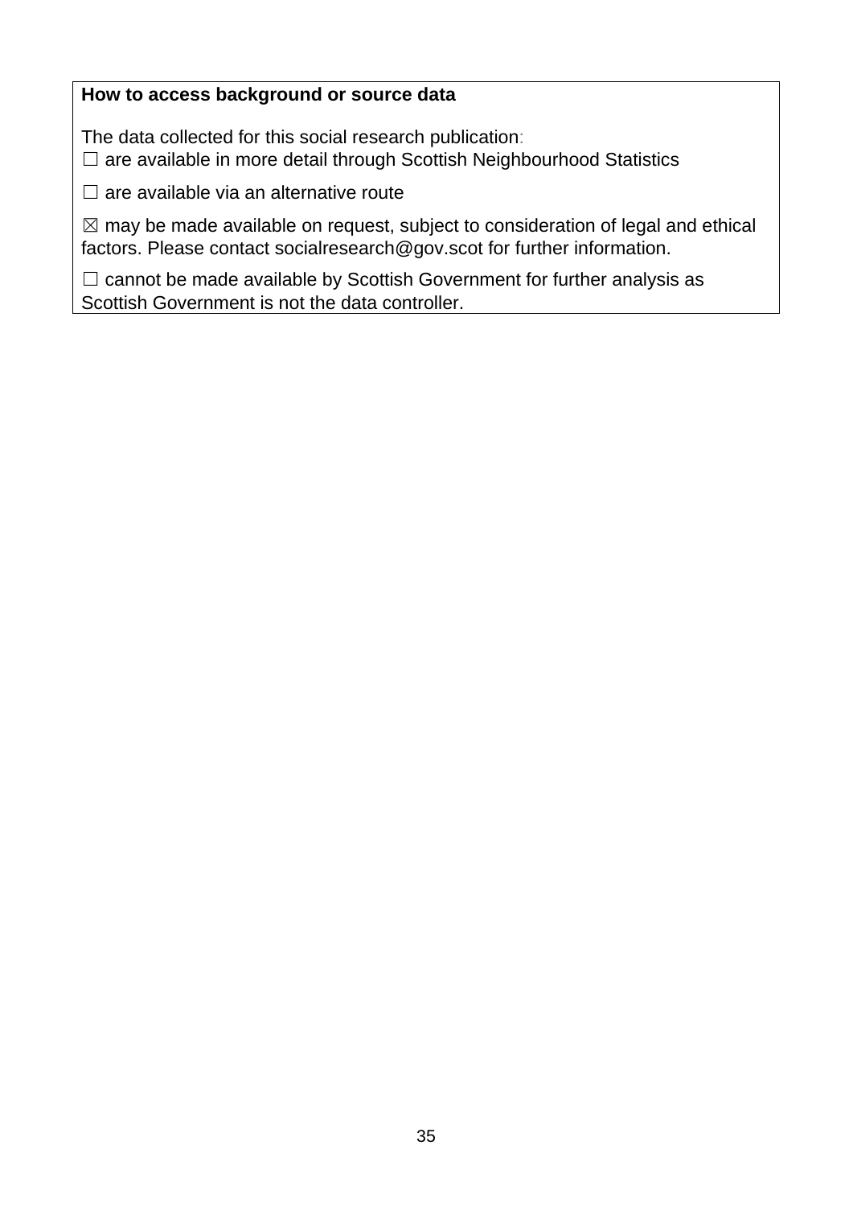**How to access background or source data**

The data collected for this social research publication:

☐ are available in more detail through Scottish Neighbourhood Statistics

☐ are available via an alternative route

☒ may be made available on request, subject to consideration of legal and ethical factors. Please contact socialresearch@gov.scot for further information.

☐ cannot be made available by Scottish Government for further analysis as Scottish Government is not the data controller.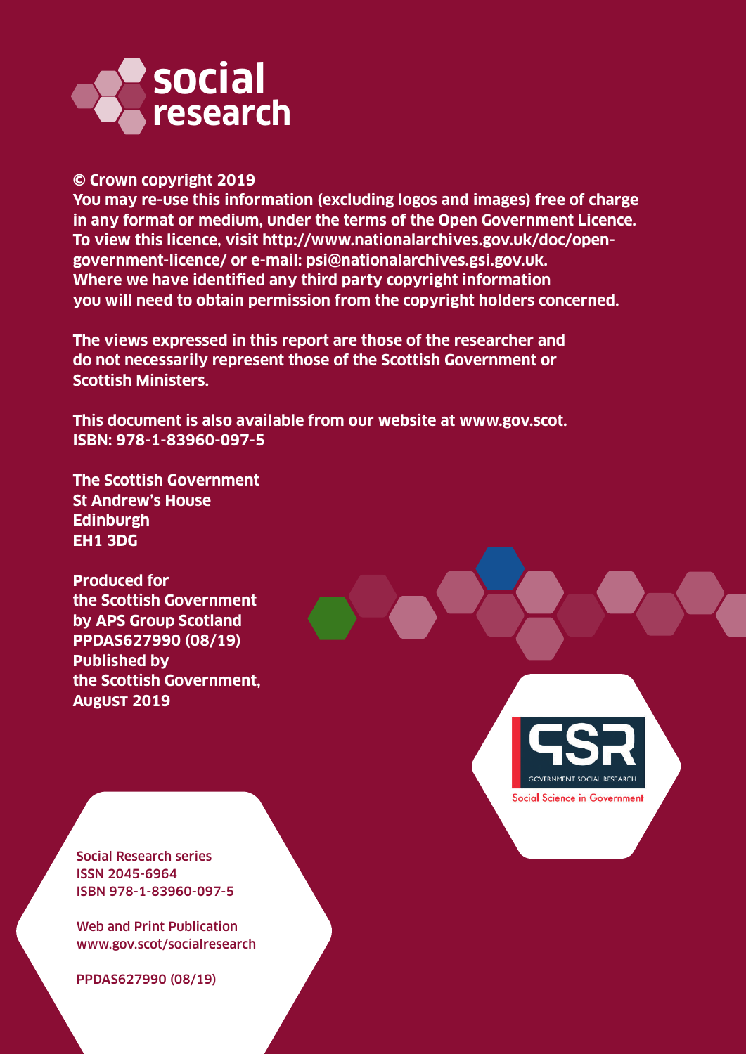social research

**© Crown copyright 2019**
**You may re-use this information (excluding logos and images) free of charge in any format or medium, under the terms of the Open Government Licence. To view this licence, visit http://www.nationalarchives.gov.uk/doc/open-government-licence/ or e-mail: psi@nationalarchives.gsi.gov.uk. Where we have identified any third party copyright information you will need to obtain permission from the copyright holders concerned.**

**The views expressed in this report are those of the researcher and do not necessarily represent those of the Scottish Government or Scottish Ministers.**

**This document is also available from our website at www.gov.scot.**
**ISBN: 978-1-83960-097-5**

**The Scottish Government**
**St Andrew's House**
**Edinburgh**
**EH1 3DG**

**Produced for the Scottish Government by APS Group Scotland**
**PPDAS627990 (08/19)**
**Published by the Scottish Government, August 2019**

GSR
GOVERNMENT SOCIAL RESEARCH
Social Science in Government

Social Research series
ISSN 2045-6964
ISBN 978-1-83960-097-5

Web and Print Publication
www.gov.scot/socialresearch

PPDAS627990 (08/19)